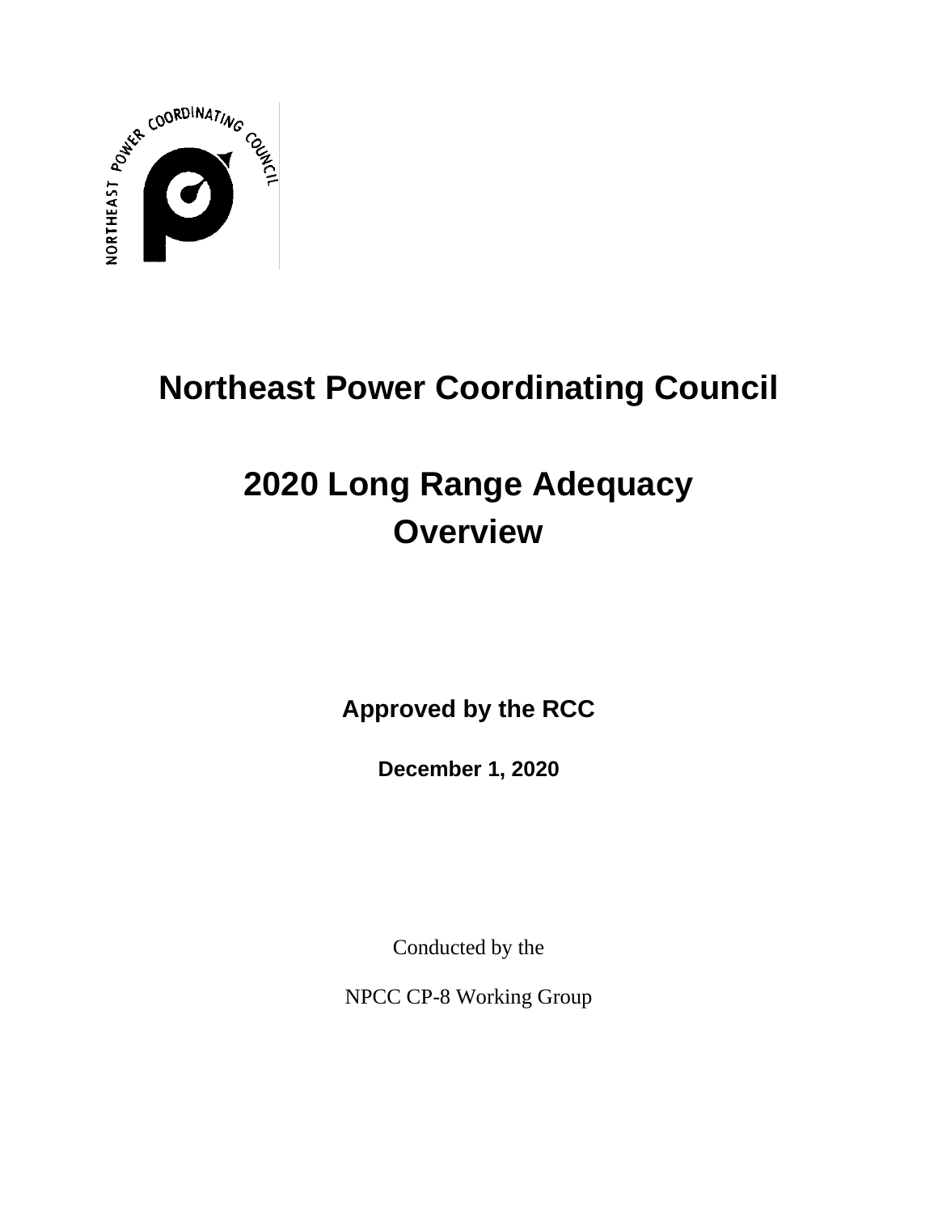# Northeast Power Coordinating Council

# 2020 Long Range Adequacy Overview

**Approved by the RCC**

**December 1, 2020**

Conducted by the

NPCC CP-8 Working Group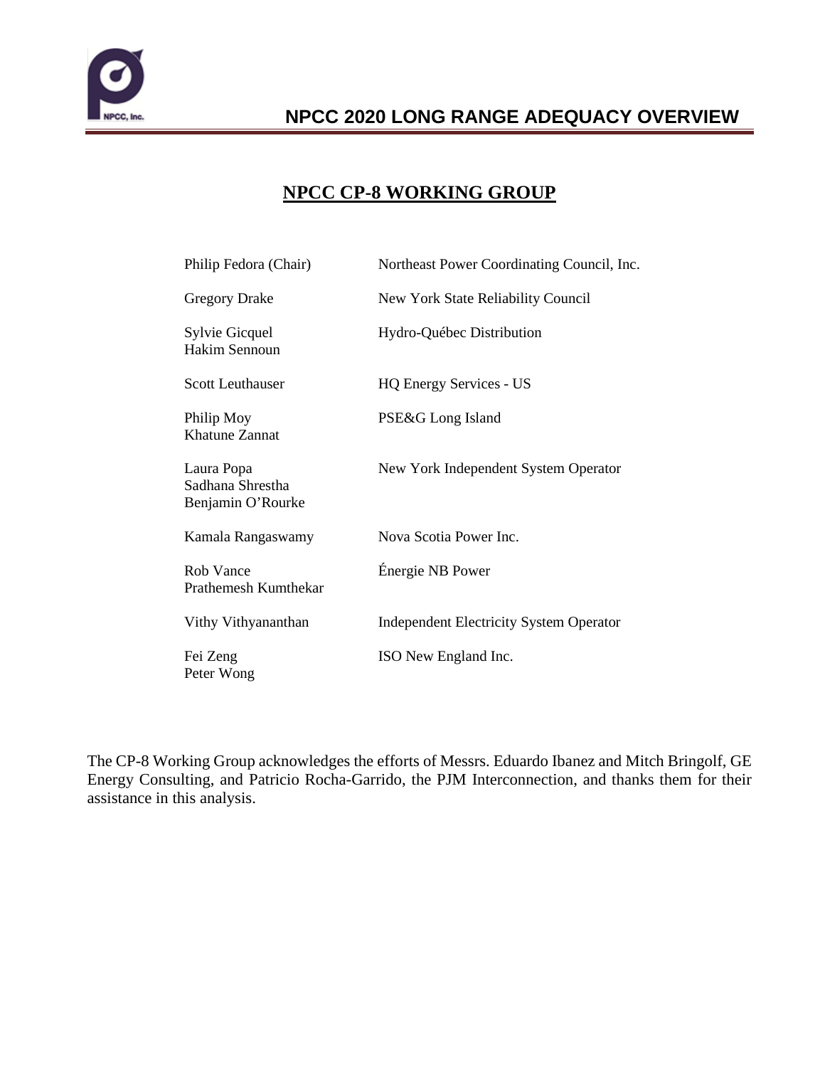## NPCC CP-8 WORKING GROUP

| | |
|---|---|
| Philip Fedora (Chair) | Northeast Power Coordinating Council, Inc. |
| Gregory Drake | New York State Reliability Council |
| Sylvie Gicquel<br>Hakim Sennoun | Hydro-Québec Distribution |
| Scott Leuthauser | HQ Energy Services - US |
| Philip Moy<br>Khatune Zannat | PSE&G Long Island |
| Laura Popa<br>Sadhana Shrestha<br>Benjamin O'Rourke | New York Independent System Operator |
| Kamala Rangaswamy | Nova Scotia Power Inc. |
| Rob Vance<br>Prathemesh Kumthekar | Énergie NB Power |
| Vithy Vithyananthan | Independent Electricity System Operator |
| Fei Zeng<br>Peter Wong | ISO New England Inc. |

The CP-8 Working Group acknowledges the efforts of Messrs. Eduardo Ibanez and Mitch Bringolf, GE Energy Consulting, and Patricio Rocha-Garrido, the PJM Interconnection, and thanks them for their assistance in this analysis.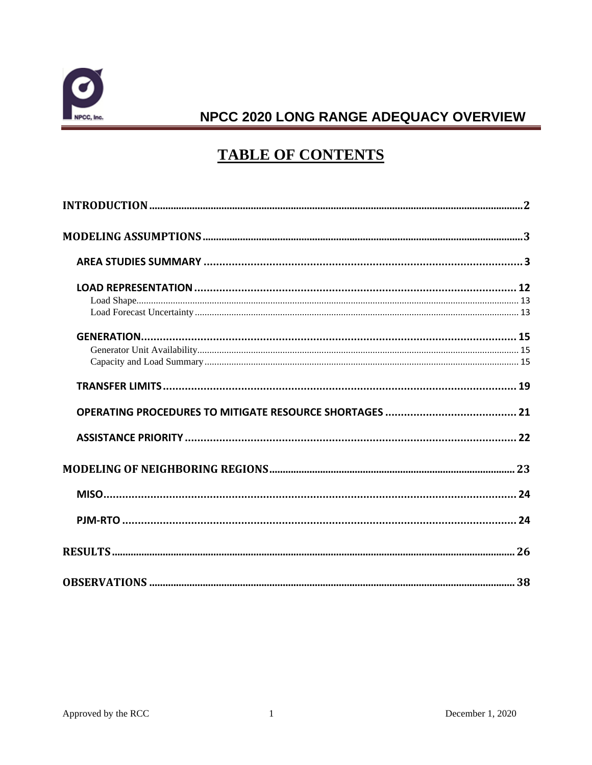# TABLE OF CONTENTS

INTRODUCTION ..... 2

MODELING ASSUMPTIONS ..... 3

- AREA STUDIES SUMMARY ..... 3
- LOAD REPRESENTATION ..... 12
  - Load Shape ..... 13
  - Load Forecast Uncertainty ..... 13
- GENERATION ..... 15
  - Generator Unit Availability ..... 15
  - Capacity and Load Summary ..... 15
- TRANSFER LIMITS ..... 19
- OPERATING PROCEDURES TO MITIGATE RESOURCE SHORTAGES ..... 21
- ASSISTANCE PRIORITY ..... 22

MODELING OF NEIGHBORING REGIONS ..... 23

- MISO ..... 24
- PJM-RTO ..... 24

RESULTS ..... 26

OBSERVATIONS ..... 38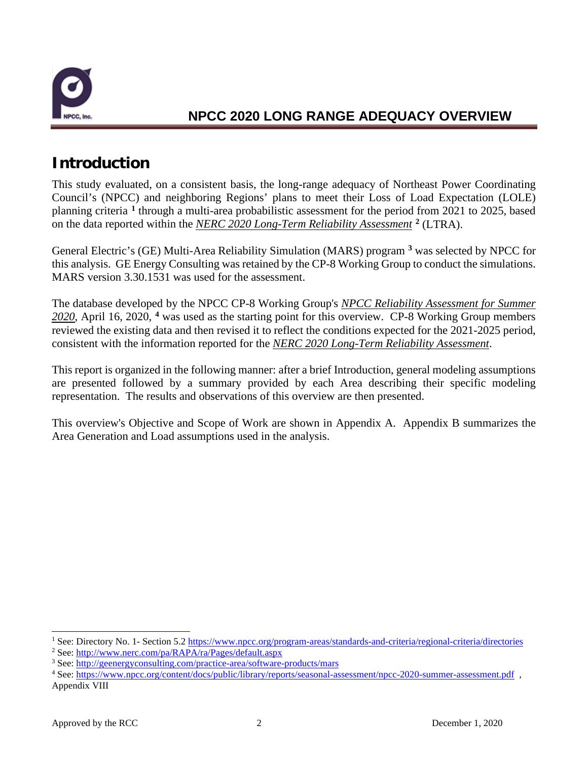# NPCC 2020 LONG RANGE ADEQUACY OVERVIEW

## Introduction

This study evaluated, on a consistent basis, the long-range adequacy of Northeast Power Coordinating Council's (NPCC) and neighboring Regions' plans to meet their Loss of Load Expectation (LOLE) planning criteria [1] through a multi-area probabilistic assessment for the period from 2021 to 2025, based on the data reported within the *NERC 2020 Long-Term Reliability Assessment* [2] (LTRA).

General Electric's (GE) Multi-Area Reliability Simulation (MARS) program [3] was selected by NPCC for this analysis. GE Energy Consulting was retained by the CP-8 Working Group to conduct the simulations. MARS version 3.30.1531 was used for the assessment.

The database developed by the NPCC CP-8 Working Group's *NPCC Reliability Assessment for Summer 2020*, April 16, 2020, [4] was used as the starting point for this overview. CP-8 Working Group members reviewed the existing data and then revised it to reflect the conditions expected for the 2021-2025 period, consistent with the information reported for the *NERC 2020 Long-Term Reliability Assessment*.

This report is organized in the following manner: after a brief Introduction, general modeling assumptions are presented followed by a summary provided by each Area describing their specific modeling representation. The results and observations of this overview are then presented.

This overview's Objective and Scope of Work are shown in Appendix A. Appendix B summarizes the Area Generation and Load assumptions used in the analysis.

---

[1] See: Directory No. 1- Section 5.2 https://www.npcc.org/program-areas/standards-and-criteria/regional-criteria/directories

[2] See: http://www.nerc.com/pa/RAPA/ra/Pages/default.aspx

[3] See: http://geenergyconsulting.com/practice-area/software-products/mars

[4] See: https://www.npcc.org/content/docs/public/library/reports/seasonal-assessment/npcc-2020-summer-assessment.pdf , Appendix VIII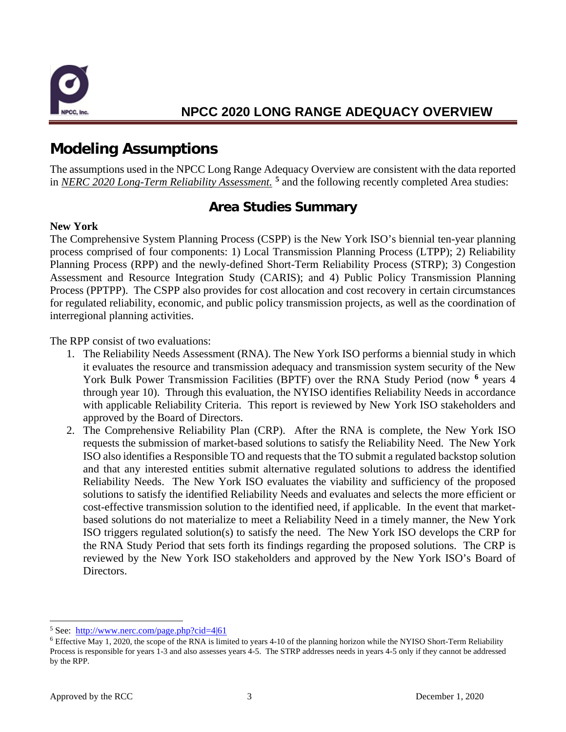## Modeling Assumptions

The assumptions used in the NPCC Long Range Adequacy Overview are consistent with the data reported in *NERC 2020 Long-Term Reliability Assessment.* [5] and the following recently completed Area studies:

### Area Studies Summary

**New York**

The Comprehensive System Planning Process (CSPP) is the New York ISO's biennial ten-year planning process comprised of four components: 1) Local Transmission Planning Process (LTPP); 2) Reliability Planning Process (RPP) and the newly-defined Short-Term Reliability Process (STRP); 3) Congestion Assessment and Resource Integration Study (CARIS); and 4) Public Policy Transmission Planning Process (PPTPP). The CSPP also provides for cost allocation and cost recovery in certain circumstances for regulated reliability, economic, and public policy transmission projects, as well as the coordination of interregional planning activities.

The RPP consist of two evaluations:

1. The Reliability Needs Assessment (RNA). The New York ISO performs a biennial study in which it evaluates the resource and transmission adequacy and transmission system security of the New York Bulk Power Transmission Facilities (BPTF) over the RNA Study Period (now [6] years 4 through year 10). Through this evaluation, the NYISO identifies Reliability Needs in accordance with applicable Reliability Criteria. This report is reviewed by New York ISO stakeholders and approved by the Board of Directors.
2. The Comprehensive Reliability Plan (CRP). After the RNA is complete, the New York ISO requests the submission of market-based solutions to satisfy the Reliability Need. The New York ISO also identifies a Responsible TO and requests that the TO submit a regulated backstop solution and that any interested entities submit alternative regulated solutions to address the identified Reliability Needs. The New York ISO evaluates the viability and sufficiency of the proposed solutions to satisfy the identified Reliability Needs and evaluates and selects the more efficient or cost-effective transmission solution to the identified need, if applicable. In the event that market-based solutions do not materialize to meet a Reliability Need in a timely manner, the New York ISO triggers regulated solution(s) to satisfy the need. The New York ISO develops the CRP for the RNA Study Period that sets forth its findings regarding the proposed solutions. The CRP is reviewed by the New York ISO stakeholders and approved by the New York ISO's Board of Directors.

---

[5] See: http://www.nerc.com/page.php?cid=4|61

[6] Effective May 1, 2020, the scope of the RNA is limited to years 4-10 of the planning horizon while the NYISO Short-Term Reliability Process is responsible for years 1-3 and also assesses years 4-5. The STRP addresses needs in years 4-5 only if they cannot be addressed by the RPP.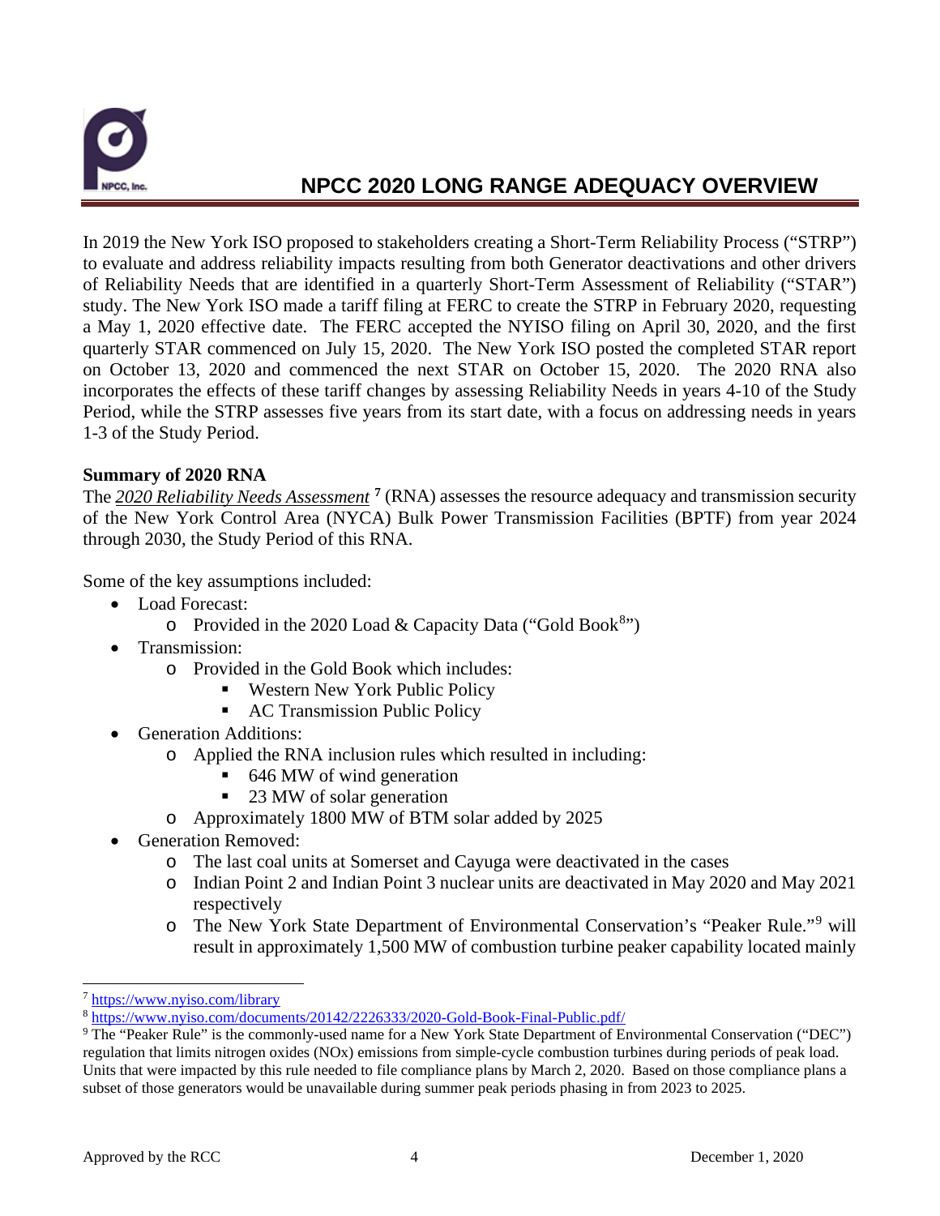In 2019 the New York ISO proposed to stakeholders creating a Short-Term Reliability Process ("STRP") to evaluate and address reliability impacts resulting from both Generator deactivations and other drivers of Reliability Needs that are identified in a quarterly Short-Term Assessment of Reliability ("STAR") study. The New York ISO made a tariff filing at FERC to create the STRP in February 2020, requesting a May 1, 2020 effective date. The FERC accepted the NYISO filing on April 30, 2020, and the first quarterly STAR commenced on July 15, 2020. The New York ISO posted the completed STAR report on October 13, 2020 and commenced the next STAR on October 15, 2020. The 2020 RNA also incorporates the effects of these tariff changes by assessing Reliability Needs in years 4-10 of the Study Period, while the STRP assesses five years from its start date, with a focus on addressing needs in years 1-3 of the Study Period.

**Summary of 2020 RNA**

The *2020 Reliability Needs Assessment* [7] (RNA) assesses the resource adequacy and transmission security of the New York Control Area (NYCA) Bulk Power Transmission Facilities (BPTF) from year 2024 through 2030, the Study Period of this RNA.

Some of the key assumptions included:

- Load Forecast:
  - Provided in the 2020 Load & Capacity Data ("Gold Book[8]")
- Transmission:
  - Provided in the Gold Book which includes:
    - Western New York Public Policy
    - AC Transmission Public Policy
- Generation Additions:
  - Applied the RNA inclusion rules which resulted in including:
    - 646 MW of wind generation
    - 23 MW of solar generation
  - Approximately 1800 MW of BTM solar added by 2025
- Generation Removed:
  - The last coal units at Somerset and Cayuga were deactivated in the cases
  - Indian Point 2 and Indian Point 3 nuclear units are deactivated in May 2020 and May 2021 respectively
  - The New York State Department of Environmental Conservation's "Peaker Rule."[9] will result in approximately 1,500 MW of combustion turbine peaker capability located mainly

---

[7] https://www.nyiso.com/library

[8] https://www.nyiso.com/documents/20142/2226333/2020-Gold-Book-Final-Public.pdf/

[9] The "Peaker Rule" is the commonly-used name for a New York State Department of Environmental Conservation ("DEC") regulation that limits nitrogen oxides (NOx) emissions from simple-cycle combustion turbines during periods of peak load. Units that were impacted by this rule needed to file compliance plans by March 2, 2020. Based on those compliance plans a subset of those generators would be unavailable during summer peak periods phasing in from 2023 to 2025.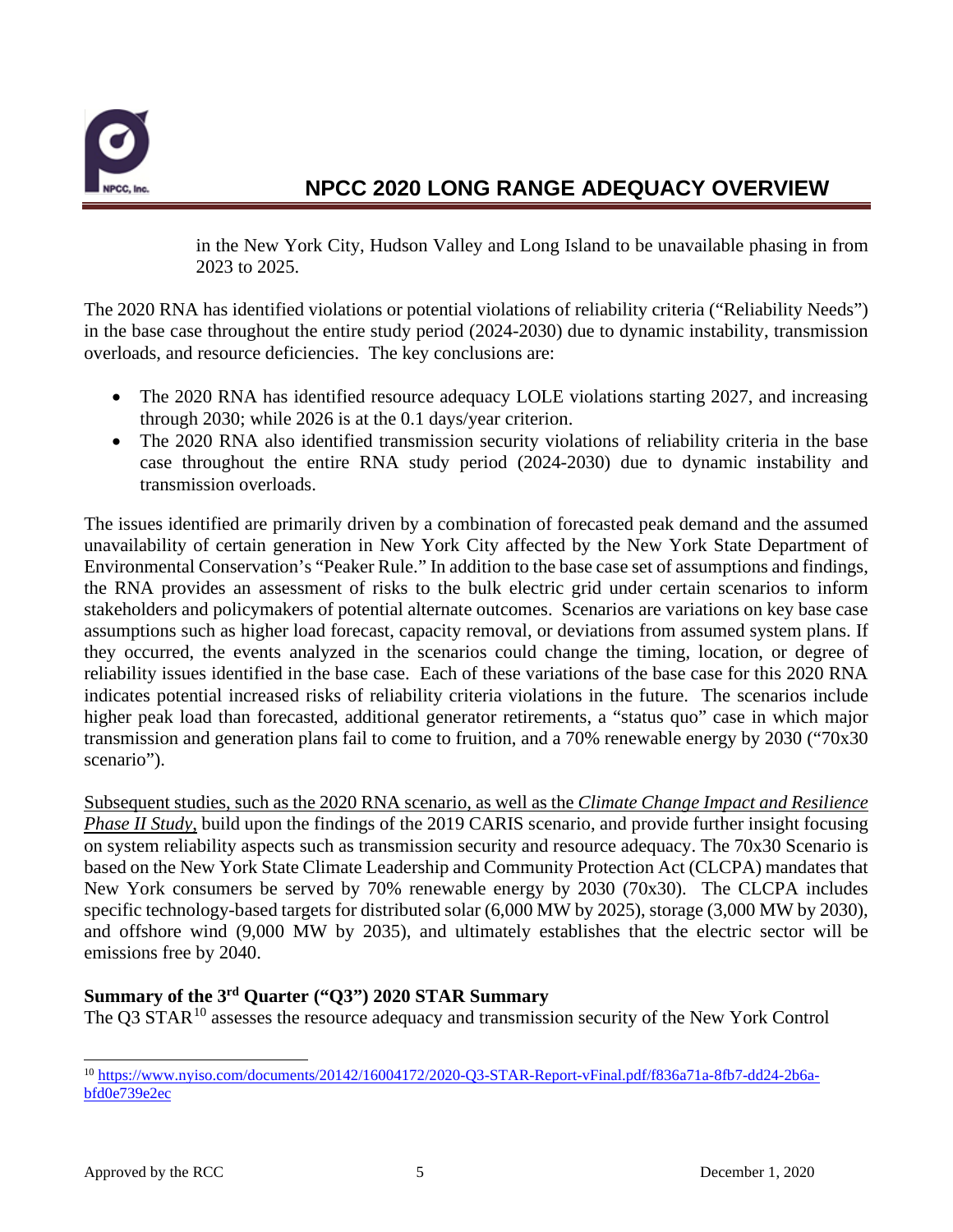in the New York City, Hudson Valley and Long Island to be unavailable phasing in from 2023 to 2025.

The 2020 RNA has identified violations or potential violations of reliability criteria ("Reliability Needs") in the base case throughout the entire study period (2024-2030) due to dynamic instability, transmission overloads, and resource deficiencies. The key conclusions are:

- The 2020 RNA has identified resource adequacy LOLE violations starting 2027, and increasing through 2030; while 2026 is at the 0.1 days/year criterion.
- The 2020 RNA also identified transmission security violations of reliability criteria in the base case throughout the entire RNA study period (2024-2030) due to dynamic instability and transmission overloads.

The issues identified are primarily driven by a combination of forecasted peak demand and the assumed unavailability of certain generation in New York City affected by the New York State Department of Environmental Conservation's "Peaker Rule." In addition to the base case set of assumptions and findings, the RNA provides an assessment of risks to the bulk electric grid under certain scenarios to inform stakeholders and policymakers of potential alternate outcomes. Scenarios are variations on key base case assumptions such as higher load forecast, capacity removal, or deviations from assumed system plans. If they occurred, the events analyzed in the scenarios could change the timing, location, or degree of reliability issues identified in the base case. Each of these variations of the base case for this 2020 RNA indicates potential increased risks of reliability criteria violations in the future. The scenarios include higher peak load than forecasted, additional generator retirements, a "status quo" case in which major transmission and generation plans fail to come to fruition, and a 70% renewable energy by 2030 ("70x30 scenario").

Subsequent studies, such as the 2020 RNA scenario, as well as the *Climate Change Impact and Resilience Phase II Study*, build upon the findings of the 2019 CARIS scenario, and provide further insight focusing on system reliability aspects such as transmission security and resource adequacy. The 70x30 Scenario is based on the New York State Climate Leadership and Community Protection Act (CLCPA) mandates that New York consumers be served by 70% renewable energy by 2030 (70x30). The CLCPA includes specific technology-based targets for distributed solar (6,000 MW by 2025), storage (3,000 MW by 2030), and offshore wind (9,000 MW by 2035), and ultimately establishes that the electric sector will be emissions free by 2040.

**Summary of the 3rd Quarter ("Q3") 2020 STAR Summary**

The Q3 STAR[10] assesses the resource adequacy and transmission security of the New York Control

[10] https://www.nyiso.com/documents/20142/16004172/2020-Q3-STAR-Report-vFinal.pdf/f836a71a-8fb7-dd24-2b6a-bfd0e739e2ec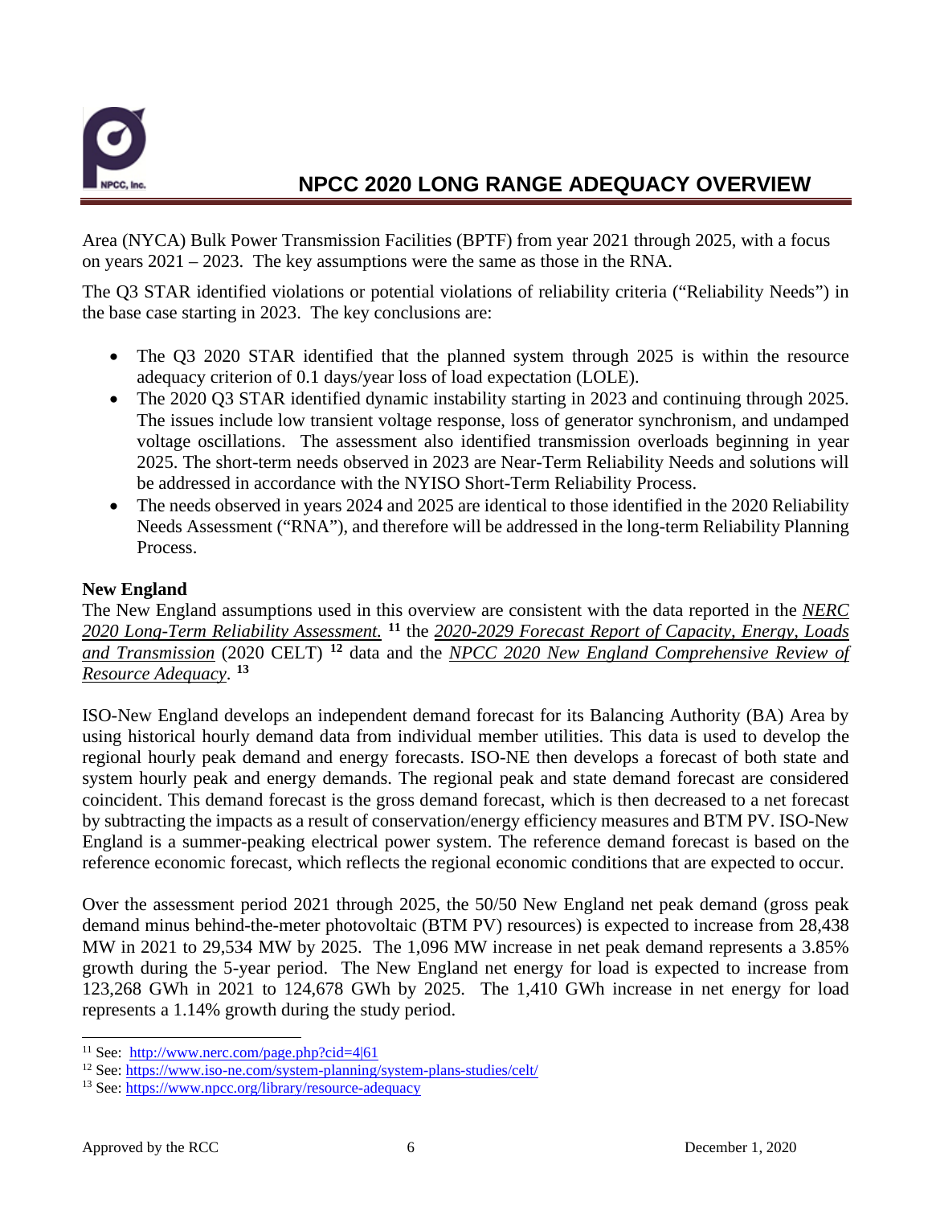Area (NYCA) Bulk Power Transmission Facilities (BPTF) from year 2021 through 2025, with a focus on years 2021 – 2023. The key assumptions were the same as those in the RNA.

The Q3 STAR identified violations or potential violations of reliability criteria ("Reliability Needs") in the base case starting in 2023. The key conclusions are:

- The Q3 2020 STAR identified that the planned system through 2025 is within the resource adequacy criterion of 0.1 days/year loss of load expectation (LOLE).
- The 2020 Q3 STAR identified dynamic instability starting in 2023 and continuing through 2025. The issues include low transient voltage response, loss of generator synchronism, and undamped voltage oscillations. The assessment also identified transmission overloads beginning in year 2025. The short-term needs observed in 2023 are Near-Term Reliability Needs and solutions will be addressed in accordance with the NYISO Short-Term Reliability Process.
- The needs observed in years 2024 and 2025 are identical to those identified in the 2020 Reliability Needs Assessment ("RNA"), and therefore will be addressed in the long-term Reliability Planning Process.

**New England**

The New England assumptions used in this overview are consistent with the data reported in the *NERC 2020 Long-Term Reliability Assessment.* [11] the *2020-2029 Forecast Report of Capacity, Energy, Loads and Transmission* (2020 CELT) [12] data and the *NPCC 2020 New England Comprehensive Review of Resource Adequacy*. [13]

ISO-New England develops an independent demand forecast for its Balancing Authority (BA) Area by using historical hourly demand data from individual member utilities. This data is used to develop the regional hourly peak demand and energy forecasts. ISO-NE then develops a forecast of both state and system hourly peak and energy demands. The regional peak and state demand forecast are considered coincident. This demand forecast is the gross demand forecast, which is then decreased to a net forecast by subtracting the impacts as a result of conservation/energy efficiency measures and BTM PV. ISO-New England is a summer-peaking electrical power system. The reference demand forecast is based on the reference economic forecast, which reflects the regional economic conditions that are expected to occur.

Over the assessment period 2021 through 2025, the 50/50 New England net peak demand (gross peak demand minus behind-the-meter photovoltaic (BTM PV) resources) is expected to increase from 28,438 MW in 2021 to 29,534 MW by 2025. The 1,096 MW increase in net peak demand represents a 3.85% growth during the 5-year period. The New England net energy for load is expected to increase from 123,268 GWh in 2021 to 124,678 GWh by 2025. The 1,410 GWh increase in net energy for load represents a 1.14% growth during the study period.

---

[11] See: http://www.nerc.com/page.php?cid=4|61

[12] See: https://www.iso-ne.com/system-planning/system-plans-studies/celt/

[13] See: https://www.npcc.org/library/resource-adequacy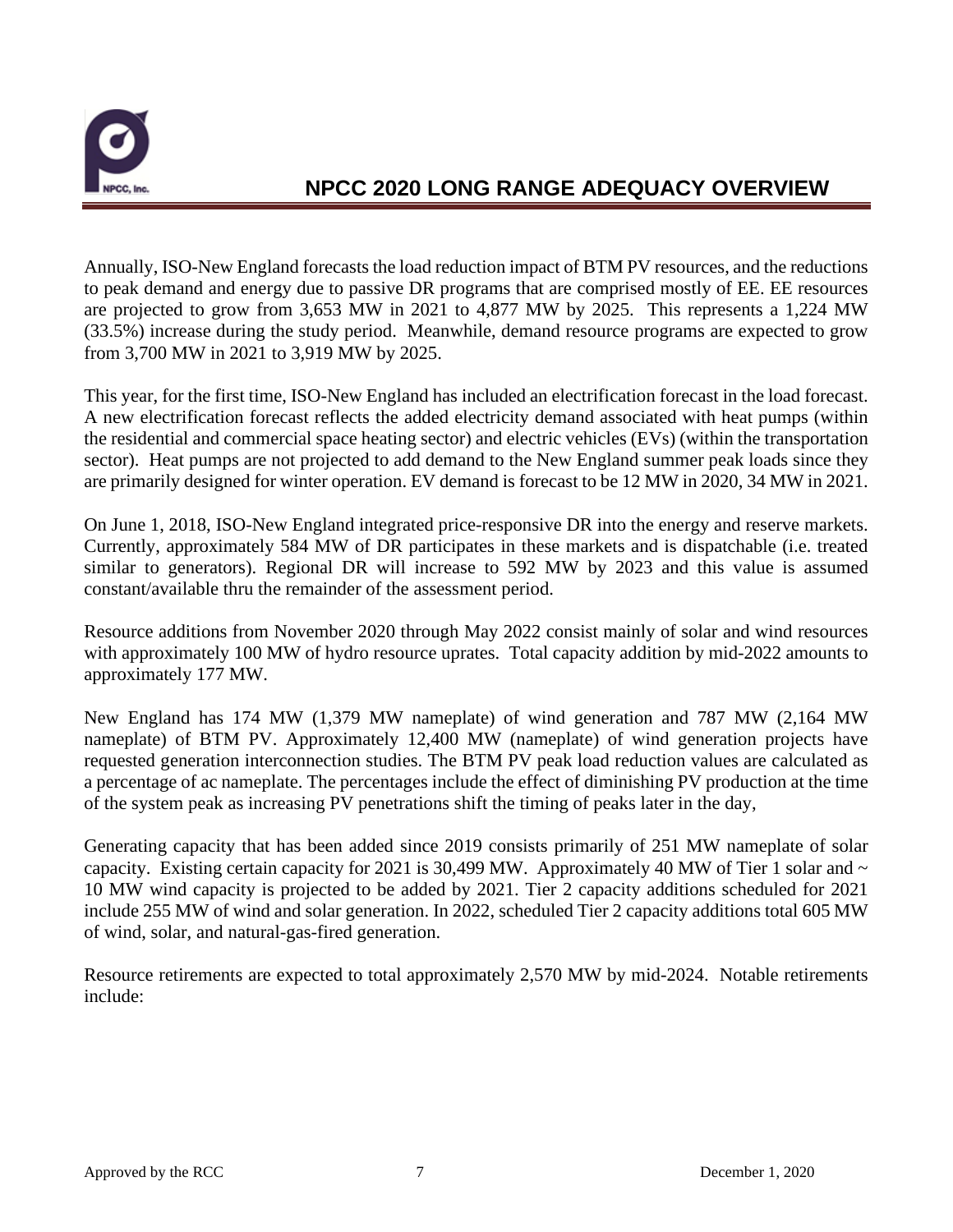Annually, ISO-New England forecasts the load reduction impact of BTM PV resources, and the reductions to peak demand and energy due to passive DR programs that are comprised mostly of EE. EE resources are projected to grow from 3,653 MW in 2021 to 4,877 MW by 2025. This represents a 1,224 MW (33.5%) increase during the study period. Meanwhile, demand resource programs are expected to grow from 3,700 MW in 2021 to 3,919 MW by 2025.

This year, for the first time, ISO-New England has included an electrification forecast in the load forecast. A new electrification forecast reflects the added electricity demand associated with heat pumps (within the residential and commercial space heating sector) and electric vehicles (EVs) (within the transportation sector). Heat pumps are not projected to add demand to the New England summer peak loads since they are primarily designed for winter operation. EV demand is forecast to be 12 MW in 2020, 34 MW in 2021.

On June 1, 2018, ISO-New England integrated price-responsive DR into the energy and reserve markets. Currently, approximately 584 MW of DR participates in these markets and is dispatchable (i.e. treated similar to generators). Regional DR will increase to 592 MW by 2023 and this value is assumed constant/available thru the remainder of the assessment period.

Resource additions from November 2020 through May 2022 consist mainly of solar and wind resources with approximately 100 MW of hydro resource uprates. Total capacity addition by mid-2022 amounts to approximately 177 MW.

New England has 174 MW (1,379 MW nameplate) of wind generation and 787 MW (2,164 MW nameplate) of BTM PV. Approximately 12,400 MW (nameplate) of wind generation projects have requested generation interconnection studies. The BTM PV peak load reduction values are calculated as a percentage of ac nameplate. The percentages include the effect of diminishing PV production at the time of the system peak as increasing PV penetrations shift the timing of peaks later in the day,

Generating capacity that has been added since 2019 consists primarily of 251 MW nameplate of solar capacity. Existing certain capacity for 2021 is 30,499 MW. Approximately 40 MW of Tier 1 solar and ~ 10 MW wind capacity is projected to be added by 2021. Tier 2 capacity additions scheduled for 2021 include 255 MW of wind and solar generation. In 2022, scheduled Tier 2 capacity additions total 605 MW of wind, solar, and natural-gas-fired generation.

Resource retirements are expected to total approximately 2,570 MW by mid-2024. Notable retirements include: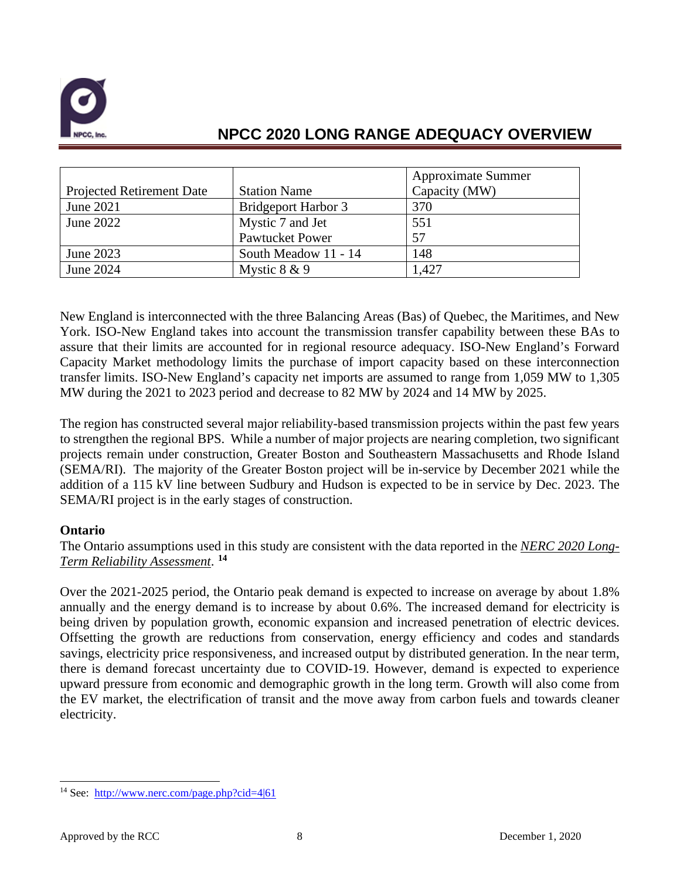| Projected Retirement Date | Station Name | Approximate Summer Capacity (MW) |
|---|---|---|
| June 2021 | Bridgeport Harbor 3 | 370 |
| June 2022 | Mystic 7 and Jet<br>Pawtucket Power | 551<br>57 |
| June 2023 | South Meadow 11 - 14 | 148 |
| June 2024 | Mystic 8 & 9 | 1,427 |

New England is interconnected with the three Balancing Areas (Bas) of Quebec, the Maritimes, and New York. ISO-New England takes into account the transmission transfer capability between these BAs to assure that their limits are accounted for in regional resource adequacy. ISO-New England's Forward Capacity Market methodology limits the purchase of import capacity based on these interconnection transfer limits. ISO-New England's capacity net imports are assumed to range from 1,059 MW to 1,305 MW during the 2021 to 2023 period and decrease to 82 MW by 2024 and 14 MW by 2025.

The region has constructed several major reliability-based transmission projects within the past few years to strengthen the regional BPS. While a number of major projects are nearing completion, two significant projects remain under construction, Greater Boston and Southeastern Massachusetts and Rhode Island (SEMA/RI). The majority of the Greater Boston project will be in-service by December 2021 while the addition of a 115 kV line between Sudbury and Hudson is expected to be in service by Dec. 2023. The SEMA/RI project is in the early stages of construction.

**Ontario**

The Ontario assumptions used in this study are consistent with the data reported in the *NERC 2020 Long-Term Reliability Assessment*. [14]

Over the 2021-2025 period, the Ontario peak demand is expected to increase on average by about 1.8% annually and the energy demand is to increase by about 0.6%. The increased demand for electricity is being driven by population growth, economic expansion and increased penetration of electric devices. Offsetting the growth are reductions from conservation, energy efficiency and codes and standards savings, electricity price responsiveness, and increased output by distributed generation. In the near term, there is demand forecast uncertainty due to COVID-19. However, demand is expected to experience upward pressure from economic and demographic growth in the long term. Growth will also come from the EV market, the electrification of transit and the move away from carbon fuels and towards cleaner electricity.

[14] See: http://www.nerc.com/page.php?cid=4|61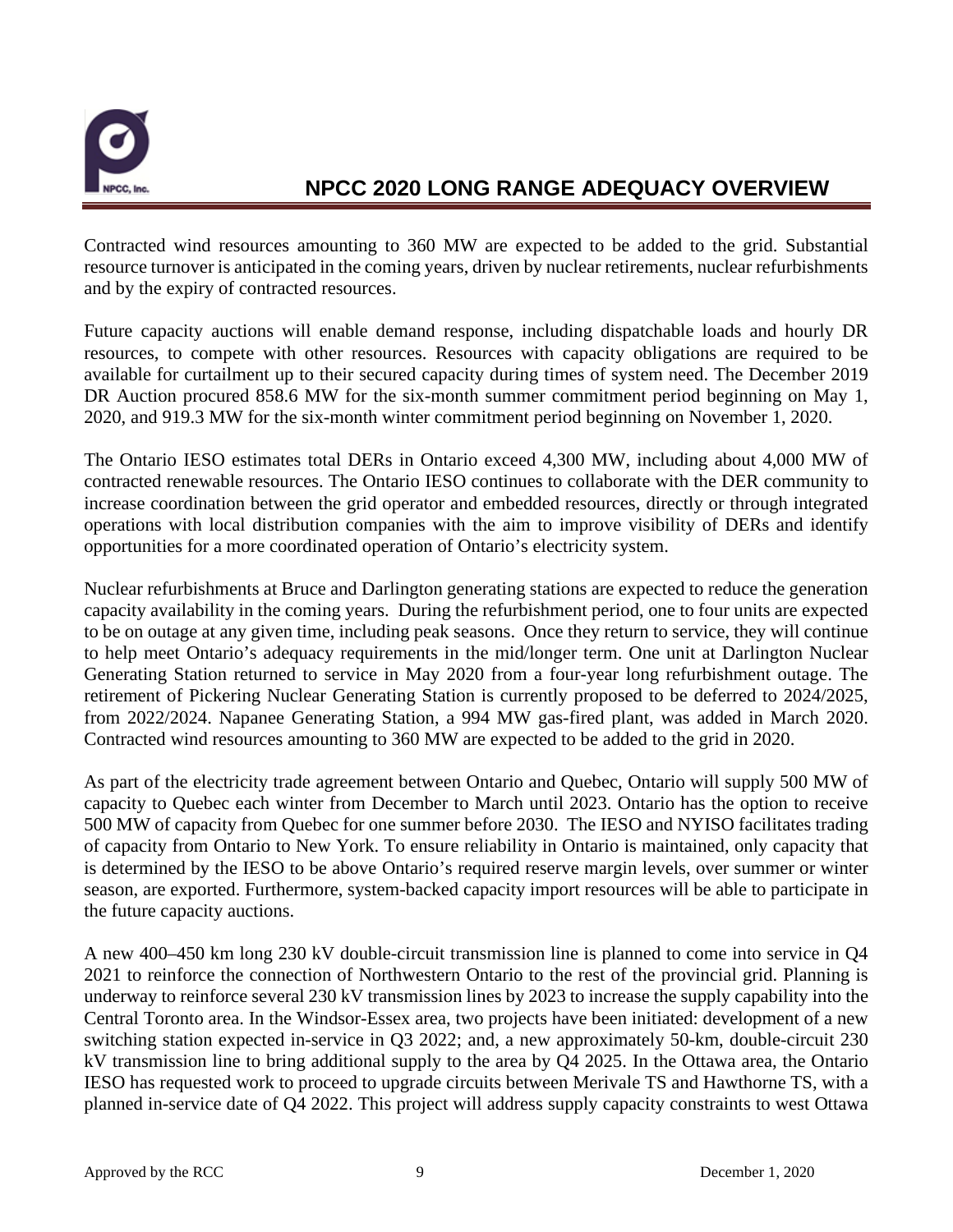Contracted wind resources amounting to 360 MW are expected to be added to the grid. Substantial resource turnover is anticipated in the coming years, driven by nuclear retirements, nuclear refurbishments and by the expiry of contracted resources.

Future capacity auctions will enable demand response, including dispatchable loads and hourly DR resources, to compete with other resources. Resources with capacity obligations are required to be available for curtailment up to their secured capacity during times of system need. The December 2019 DR Auction procured 858.6 MW for the six-month summer commitment period beginning on May 1, 2020, and 919.3 MW for the six-month winter commitment period beginning on November 1, 2020.

The Ontario IESO estimates total DERs in Ontario exceed 4,300 MW, including about 4,000 MW of contracted renewable resources. The Ontario IESO continues to collaborate with the DER community to increase coordination between the grid operator and embedded resources, directly or through integrated operations with local distribution companies with the aim to improve visibility of DERs and identify opportunities for a more coordinated operation of Ontario's electricity system.

Nuclear refurbishments at Bruce and Darlington generating stations are expected to reduce the generation capacity availability in the coming years. During the refurbishment period, one to four units are expected to be on outage at any given time, including peak seasons. Once they return to service, they will continue to help meet Ontario's adequacy requirements in the mid/longer term. One unit at Darlington Nuclear Generating Station returned to service in May 2020 from a four-year long refurbishment outage. The retirement of Pickering Nuclear Generating Station is currently proposed to be deferred to 2024/2025, from 2022/2024. Napanee Generating Station, a 994 MW gas-fired plant, was added in March 2020. Contracted wind resources amounting to 360 MW are expected to be added to the grid in 2020.

As part of the electricity trade agreement between Ontario and Quebec, Ontario will supply 500 MW of capacity to Quebec each winter from December to March until 2023. Ontario has the option to receive 500 MW of capacity from Quebec for one summer before 2030. The IESO and NYISO facilitates trading of capacity from Ontario to New York. To ensure reliability in Ontario is maintained, only capacity that is determined by the IESO to be above Ontario's required reserve margin levels, over summer or winter season, are exported. Furthermore, system-backed capacity import resources will be able to participate in the future capacity auctions.

A new 400–450 km long 230 kV double-circuit transmission line is planned to come into service in Q4 2021 to reinforce the connection of Northwestern Ontario to the rest of the provincial grid. Planning is underway to reinforce several 230 kV transmission lines by 2023 to increase the supply capability into the Central Toronto area. In the Windsor-Essex area, two projects have been initiated: development of a new switching station expected in-service in Q3 2022; and, a new approximately 50-km, double-circuit 230 kV transmission line to bring additional supply to the area by Q4 2025. In the Ottawa area, the Ontario IESO has requested work to proceed to upgrade circuits between Merivale TS and Hawthorne TS, with a planned in-service date of Q4 2022. This project will address supply capacity constraints to west Ottawa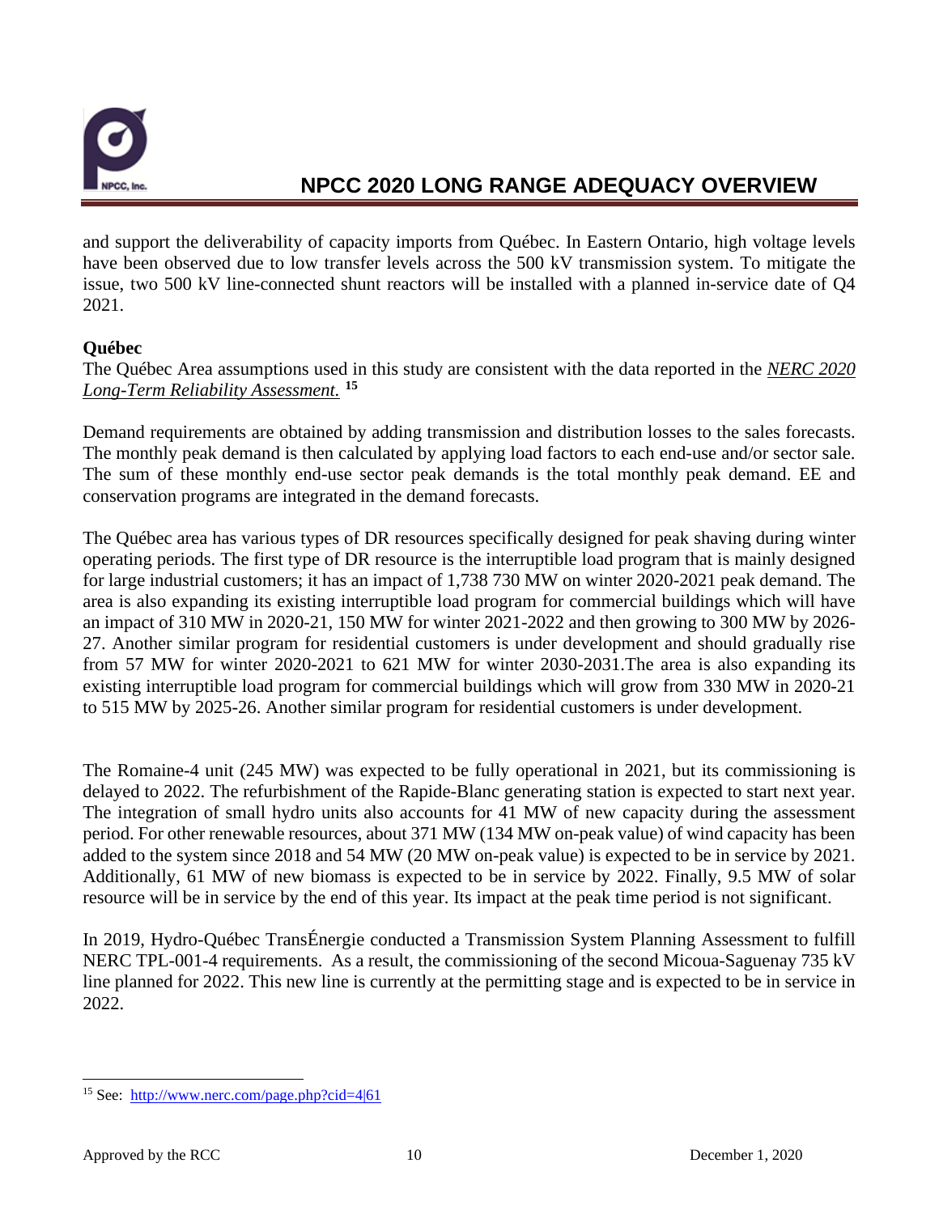and support the deliverability of capacity imports from Québec. In Eastern Ontario, high voltage levels have been observed due to low transfer levels across the 500 kV transmission system. To mitigate the issue, two 500 kV line-connected shunt reactors will be installed with a planned in-service date of Q4 2021.

**Québec**

The Québec Area assumptions used in this study are consistent with the data reported in the *NERC 2020 Long-Term Reliability Assessment.* [15]

Demand requirements are obtained by adding transmission and distribution losses to the sales forecasts. The monthly peak demand is then calculated by applying load factors to each end-use and/or sector sale. The sum of these monthly end-use sector peak demands is the total monthly peak demand. EE and conservation programs are integrated in the demand forecasts.

The Québec area has various types of DR resources specifically designed for peak shaving during winter operating periods. The first type of DR resource is the interruptible load program that is mainly designed for large industrial customers; it has an impact of 1,738 730 MW on winter 2020-2021 peak demand. The area is also expanding its existing interruptible load program for commercial buildings which will have an impact of 310 MW in 2020-21, 150 MW for winter 2021-2022 and then growing to 300 MW by 2026-27. Another similar program for residential customers is under development and should gradually rise from 57 MW for winter 2020-2021 to 621 MW for winter 2030-2031.The area is also expanding its existing interruptible load program for commercial buildings which will grow from 330 MW in 2020-21 to 515 MW by 2025-26. Another similar program for residential customers is under development.

The Romaine-4 unit (245 MW) was expected to be fully operational in 2021, but its commissioning is delayed to 2022. The refurbishment of the Rapide-Blanc generating station is expected to start next year. The integration of small hydro units also accounts for 41 MW of new capacity during the assessment period. For other renewable resources, about 371 MW (134 MW on-peak value) of wind capacity has been added to the system since 2018 and 54 MW (20 MW on-peak value) is expected to be in service by 2021. Additionally, 61 MW of new biomass is expected to be in service by 2022. Finally, 9.5 MW of solar resource will be in service by the end of this year. Its impact at the peak time period is not significant.

In 2019, Hydro-Québec TransÉnergie conducted a Transmission System Planning Assessment to fulfill NERC TPL-001-4 requirements. As a result, the commissioning of the second Micoua-Saguenay 735 kV line planned for 2022. This new line is currently at the permitting stage and is expected to be in service in 2022.

---

[15] See: http://www.nerc.com/page.php?cid=4|61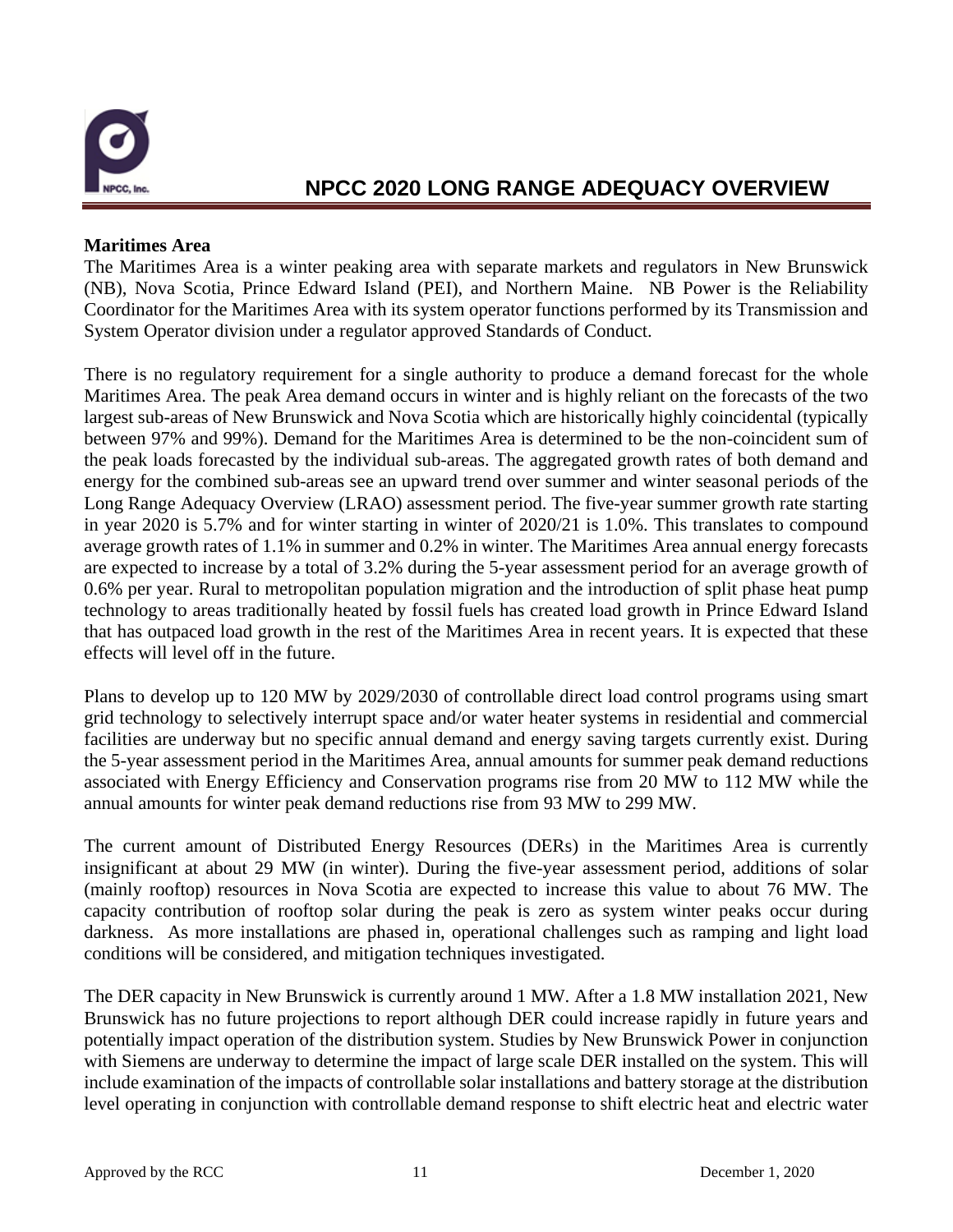**Maritimes Area**

The Maritimes Area is a winter peaking area with separate markets and regulators in New Brunswick (NB), Nova Scotia, Prince Edward Island (PEI), and Northern Maine. NB Power is the Reliability Coordinator for the Maritimes Area with its system operator functions performed by its Transmission and System Operator division under a regulator approved Standards of Conduct.

There is no regulatory requirement for a single authority to produce a demand forecast for the whole Maritimes Area. The peak Area demand occurs in winter and is highly reliant on the forecasts of the two largest sub-areas of New Brunswick and Nova Scotia which are historically highly coincidental (typically between 97% and 99%). Demand for the Maritimes Area is determined to be the non-coincident sum of the peak loads forecasted by the individual sub-areas. The aggregated growth rates of both demand and energy for the combined sub-areas see an upward trend over summer and winter seasonal periods of the Long Range Adequacy Overview (LRAO) assessment period. The five-year summer growth rate starting in year 2020 is 5.7% and for winter starting in winter of 2020/21 is 1.0%. This translates to compound average growth rates of 1.1% in summer and 0.2% in winter. The Maritimes Area annual energy forecasts are expected to increase by a total of 3.2% during the 5-year assessment period for an average growth of 0.6% per year. Rural to metropolitan population migration and the introduction of split phase heat pump technology to areas traditionally heated by fossil fuels has created load growth in Prince Edward Island that has outpaced load growth in the rest of the Maritimes Area in recent years. It is expected that these effects will level off in the future.

Plans to develop up to 120 MW by 2029/2030 of controllable direct load control programs using smart grid technology to selectively interrupt space and/or water heater systems in residential and commercial facilities are underway but no specific annual demand and energy saving targets currently exist. During the 5-year assessment period in the Maritimes Area, annual amounts for summer peak demand reductions associated with Energy Efficiency and Conservation programs rise from 20 MW to 112 MW while the annual amounts for winter peak demand reductions rise from 93 MW to 299 MW.

The current amount of Distributed Energy Resources (DERs) in the Maritimes Area is currently insignificant at about 29 MW (in winter). During the five-year assessment period, additions of solar (mainly rooftop) resources in Nova Scotia are expected to increase this value to about 76 MW. The capacity contribution of rooftop solar during the peak is zero as system winter peaks occur during darkness. As more installations are phased in, operational challenges such as ramping and light load conditions will be considered, and mitigation techniques investigated.

The DER capacity in New Brunswick is currently around 1 MW. After a 1.8 MW installation 2021, New Brunswick has no future projections to report although DER could increase rapidly in future years and potentially impact operation of the distribution system. Studies by New Brunswick Power in conjunction with Siemens are underway to determine the impact of large scale DER installed on the system. This will include examination of the impacts of controllable solar installations and battery storage at the distribution level operating in conjunction with controllable demand response to shift electric heat and electric water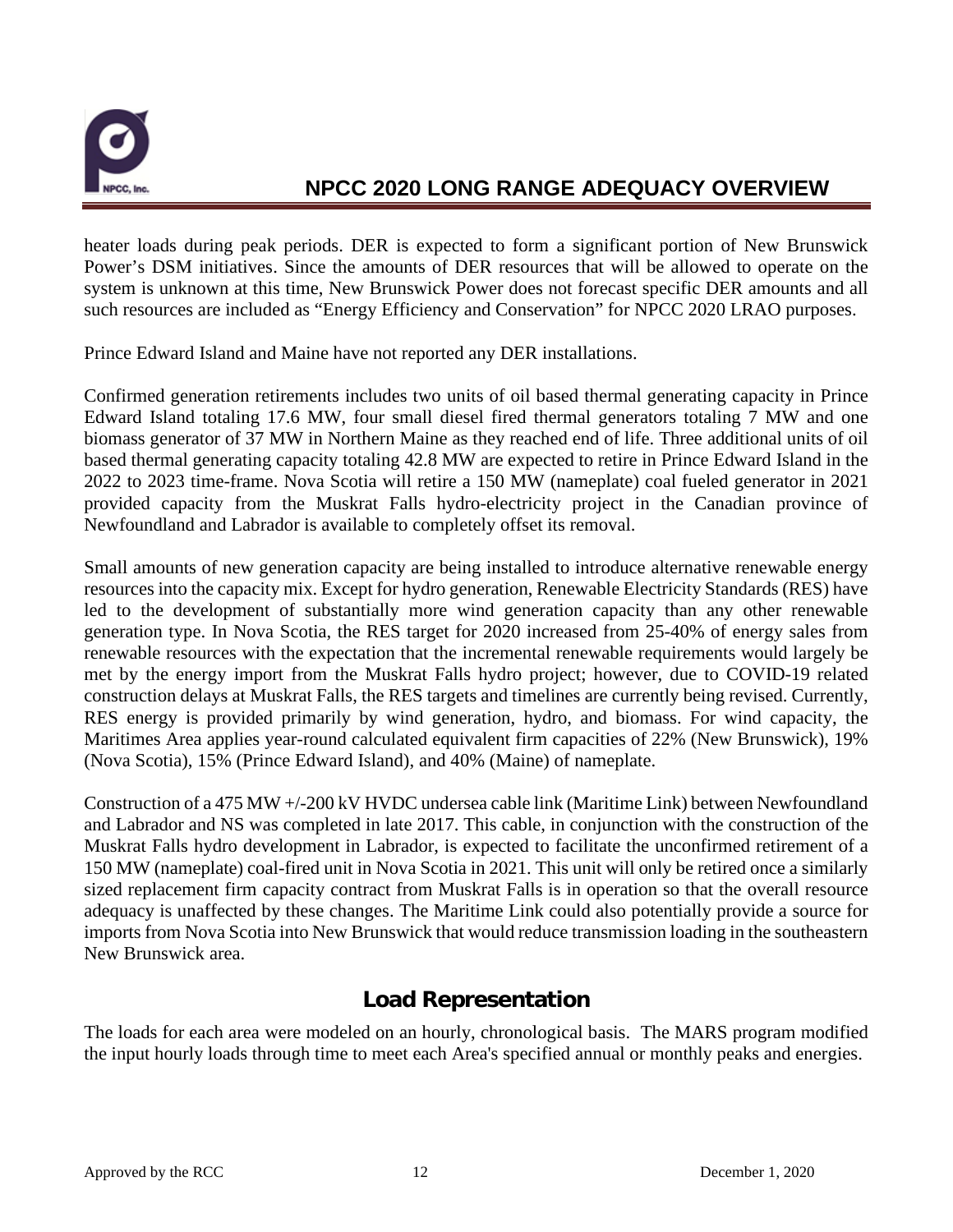heater loads during peak periods. DER is expected to form a significant portion of New Brunswick Power's DSM initiatives. Since the amounts of DER resources that will be allowed to operate on the system is unknown at this time, New Brunswick Power does not forecast specific DER amounts and all such resources are included as "Energy Efficiency and Conservation" for NPCC 2020 LRAO purposes.

Prince Edward Island and Maine have not reported any DER installations.

Confirmed generation retirements includes two units of oil based thermal generating capacity in Prince Edward Island totaling 17.6 MW, four small diesel fired thermal generators totaling 7 MW and one biomass generator of 37 MW in Northern Maine as they reached end of life. Three additional units of oil based thermal generating capacity totaling 42.8 MW are expected to retire in Prince Edward Island in the 2022 to 2023 time-frame. Nova Scotia will retire a 150 MW (nameplate) coal fueled generator in 2021 provided capacity from the Muskrat Falls hydro-electricity project in the Canadian province of Newfoundland and Labrador is available to completely offset its removal.

Small amounts of new generation capacity are being installed to introduce alternative renewable energy resources into the capacity mix. Except for hydro generation, Renewable Electricity Standards (RES) have led to the development of substantially more wind generation capacity than any other renewable generation type. In Nova Scotia, the RES target for 2020 increased from 25-40% of energy sales from renewable resources with the expectation that the incremental renewable requirements would largely be met by the energy import from the Muskrat Falls hydro project; however, due to COVID-19 related construction delays at Muskrat Falls, the RES targets and timelines are currently being revised. Currently, RES energy is provided primarily by wind generation, hydro, and biomass. For wind capacity, the Maritimes Area applies year-round calculated equivalent firm capacities of 22% (New Brunswick), 19% (Nova Scotia), 15% (Prince Edward Island), and 40% (Maine) of nameplate.

Construction of a 475 MW +/-200 kV HVDC undersea cable link (Maritime Link) between Newfoundland and Labrador and NS was completed in late 2017. This cable, in conjunction with the construction of the Muskrat Falls hydro development in Labrador, is expected to facilitate the unconfirmed retirement of a 150 MW (nameplate) coal-fired unit in Nova Scotia in 2021. This unit will only be retired once a similarly sized replacement firm capacity contract from Muskrat Falls is in operation so that the overall resource adequacy is unaffected by these changes. The Maritime Link could also potentially provide a source for imports from Nova Scotia into New Brunswick that would reduce transmission loading in the southeastern New Brunswick area.

## Load Representation

The loads for each area were modeled on an hourly, chronological basis. The MARS program modified the input hourly loads through time to meet each Area's specified annual or monthly peaks and energies.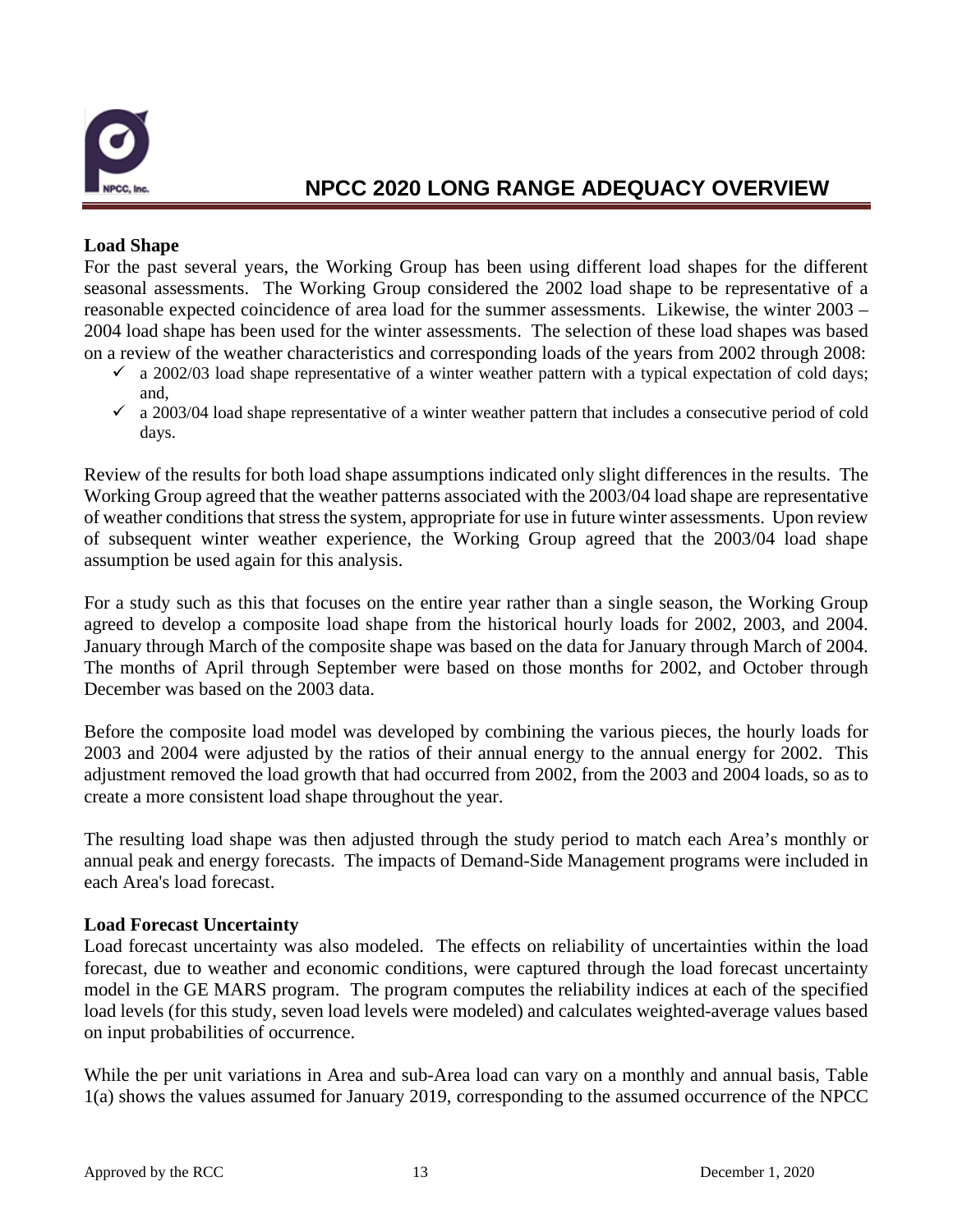**Load Shape**

For the past several years, the Working Group has been using different load shapes for the different seasonal assessments. The Working Group considered the 2002 load shape to be representative of a reasonable expected coincidence of area load for the summer assessments. Likewise, the winter 2003 – 2004 load shape has been used for the winter assessments. The selection of these load shapes was based on a review of the weather characteristics and corresponding loads of the years from 2002 through 2008:

- ✓ a 2002/03 load shape representative of a winter weather pattern with a typical expectation of cold days; and,
- ✓ a 2003/04 load shape representative of a winter weather pattern that includes a consecutive period of cold days.

Review of the results for both load shape assumptions indicated only slight differences in the results. The Working Group agreed that the weather patterns associated with the 2003/04 load shape are representative of weather conditions that stress the system, appropriate for use in future winter assessments. Upon review of subsequent winter weather experience, the Working Group agreed that the 2003/04 load shape assumption be used again for this analysis.

For a study such as this that focuses on the entire year rather than a single season, the Working Group agreed to develop a composite load shape from the historical hourly loads for 2002, 2003, and 2004. January through March of the composite shape was based on the data for January through March of 2004. The months of April through September were based on those months for 2002, and October through December was based on the 2003 data.

Before the composite load model was developed by combining the various pieces, the hourly loads for 2003 and 2004 were adjusted by the ratios of their annual energy to the annual energy for 2002. This adjustment removed the load growth that had occurred from 2002, from the 2003 and 2004 loads, so as to create a more consistent load shape throughout the year.

The resulting load shape was then adjusted through the study period to match each Area's monthly or annual peak and energy forecasts. The impacts of Demand-Side Management programs were included in each Area's load forecast.

**Load Forecast Uncertainty**

Load forecast uncertainty was also modeled. The effects on reliability of uncertainties within the load forecast, due to weather and economic conditions, were captured through the load forecast uncertainty model in the GE MARS program. The program computes the reliability indices at each of the specified load levels (for this study, seven load levels were modeled) and calculates weighted-average values based on input probabilities of occurrence.

While the per unit variations in Area and sub-Area load can vary on a monthly and annual basis, Table 1(a) shows the values assumed for January 2019, corresponding to the assumed occurrence of the NPCC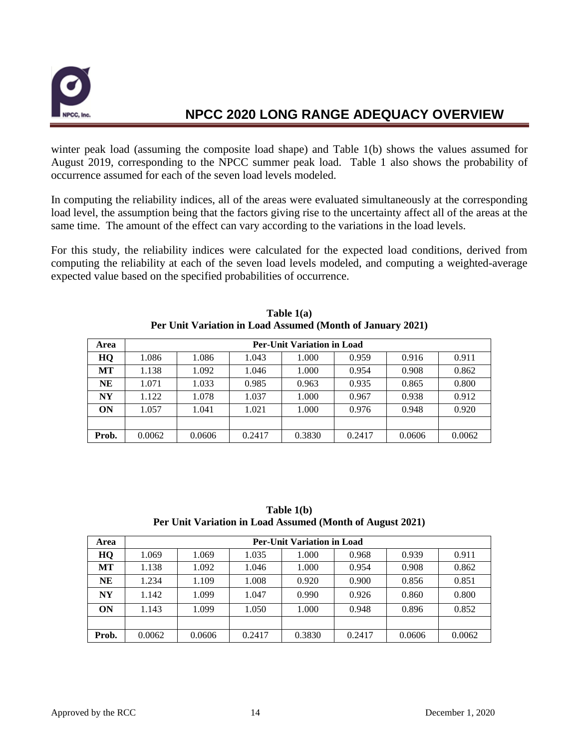winter peak load (assuming the composite load shape) and Table 1(b) shows the values assumed for August 2019, corresponding to the NPCC summer peak load. Table 1 also shows the probability of occurrence assumed for each of the seven load levels modeled.

In computing the reliability indices, all of the areas were evaluated simultaneously at the corresponding load level, the assumption being that the factors giving rise to the uncertainty affect all of the areas at the same time. The amount of the effect can vary according to the variations in the load levels.

For this study, the reliability indices were calculated for the expected load conditions, derived from computing the reliability at each of the seven load levels modeled, and computing a weighted-average expected value based on the specified probabilities of occurrence.

**Table 1(a)**
**Per Unit Variation in Load Assumed (Month of January 2021)**

| Area | Per-Unit Variation in Load | | | | | | |
|---|---|---|---|---|---|---|---|
| **HQ** | 1.086 | 1.086 | 1.043 | 1.000 | 0.959 | 0.916 | 0.911 |
| **MT** | 1.138 | 1.092 | 1.046 | 1.000 | 0.954 | 0.908 | 0.862 |
| **NE** | 1.071 | 1.033 | 0.985 | 0.963 | 0.935 | 0.865 | 0.800 |
| **NY** | 1.122 | 1.078 | 1.037 | 1.000 | 0.967 | 0.938 | 0.912 |
| **ON** | 1.057 | 1.041 | 1.021 | 1.000 | 0.976 | 0.948 | 0.920 |
| | | | | | | | |
| **Prob.** | 0.0062 | 0.0606 | 0.2417 | 0.3830 | 0.2417 | 0.0606 | 0.0062 |

**Table 1(b)**
**Per Unit Variation in Load Assumed (Month of August 2021)**

| Area | Per-Unit Variation in Load | | | | | | |
|---|---|---|---|---|---|---|---|
| **HQ** | 1.069 | 1.069 | 1.035 | 1.000 | 0.968 | 0.939 | 0.911 |
| **MT** | 1.138 | 1.092 | 1.046 | 1.000 | 0.954 | 0.908 | 0.862 |
| **NE** | 1.234 | 1.109 | 1.008 | 0.920 | 0.900 | 0.856 | 0.851 |
| **NY** | 1.142 | 1.099 | 1.047 | 0.990 | 0.926 | 0.860 | 0.800 |
| **ON** | 1.143 | 1.099 | 1.050 | 1.000 | 0.948 | 0.896 | 0.852 |
| | | | | | | | |
| **Prob.** | 0.0062 | 0.0606 | 0.2417 | 0.3830 | 0.2417 | 0.0606 | 0.0062 |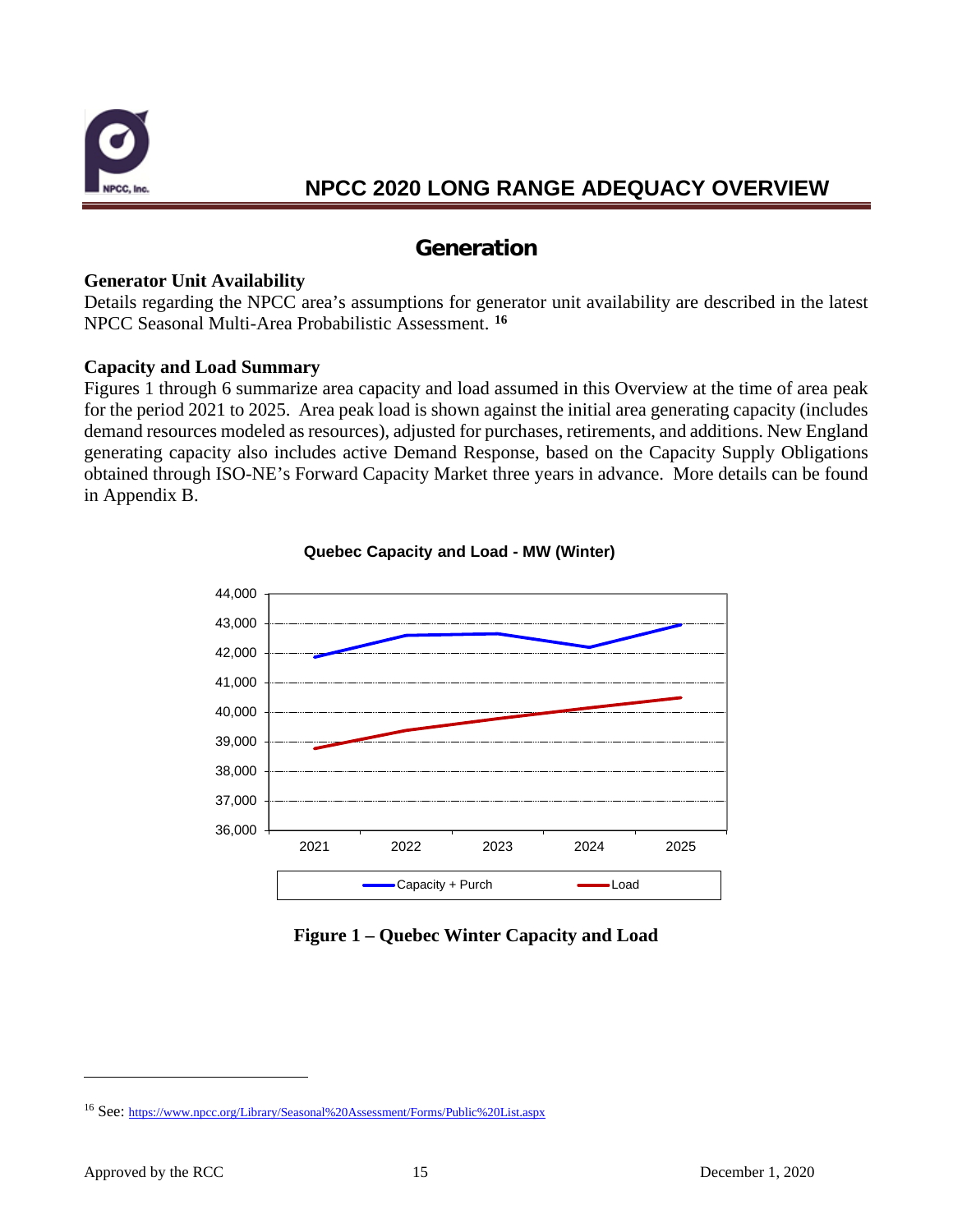## Generation

**Generator Unit Availability**
Details regarding the NPCC area's assumptions for generator unit availability are described in the latest NPCC Seasonal Multi-Area Probabilistic Assessment. [16]

**Capacity and Load Summary**
Figures 1 through 6 summarize area capacity and load assumed in this Overview at the time of area peak for the period 2021 to 2025. Area peak load is shown against the initial area generating capacity (includes demand resources modeled as resources), adjusted for purchases, retirements, and additions. New England generating capacity also includes active Demand Response, based on the Capacity Supply Obligations obtained through ISO-NE's Forward Capacity Market three years in advance. More details can be found in Appendix B.

**Figure 1 – Quebec Winter Capacity and Load**

[16] See: https://www.npcc.org/Library/Seasonal%20Assessment/Forms/Public%20List.aspx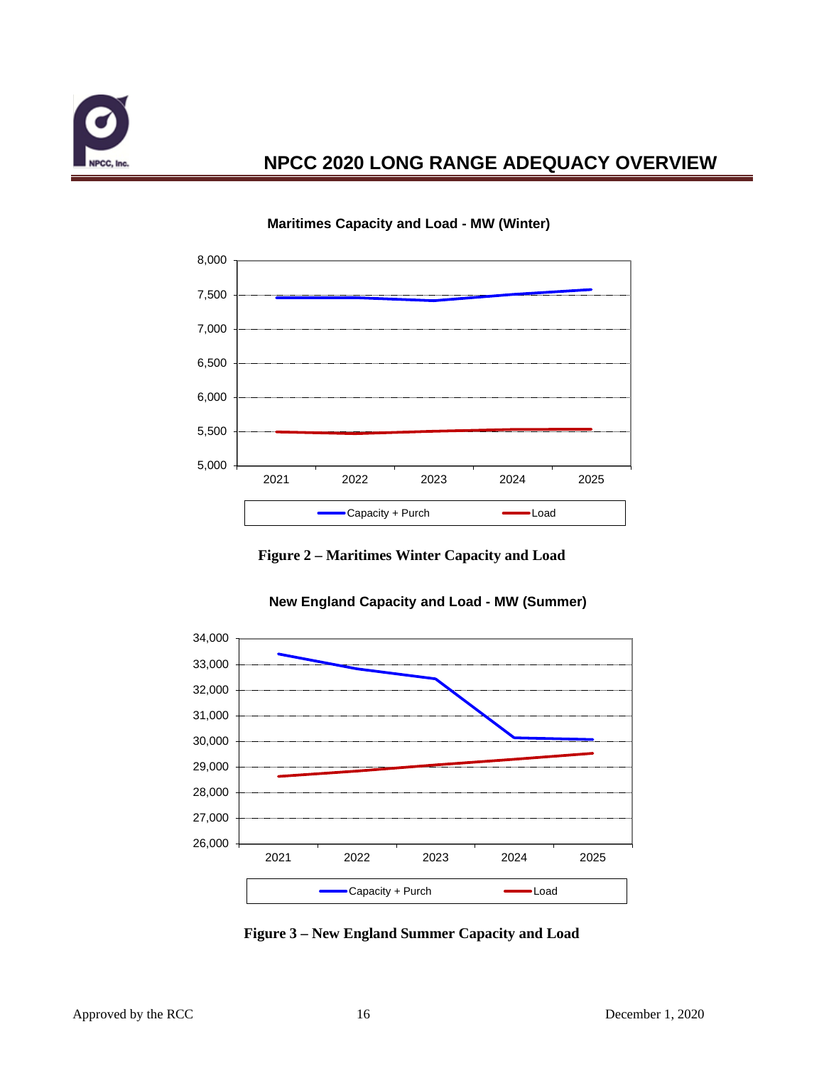**Maritimes Capacity and Load - MW (Winter)**

Figure 2 – Maritimes Winter Capacity and Load

**New England Capacity and Load - MW (Summer)**

Figure 3 – New England Summer Capacity and Load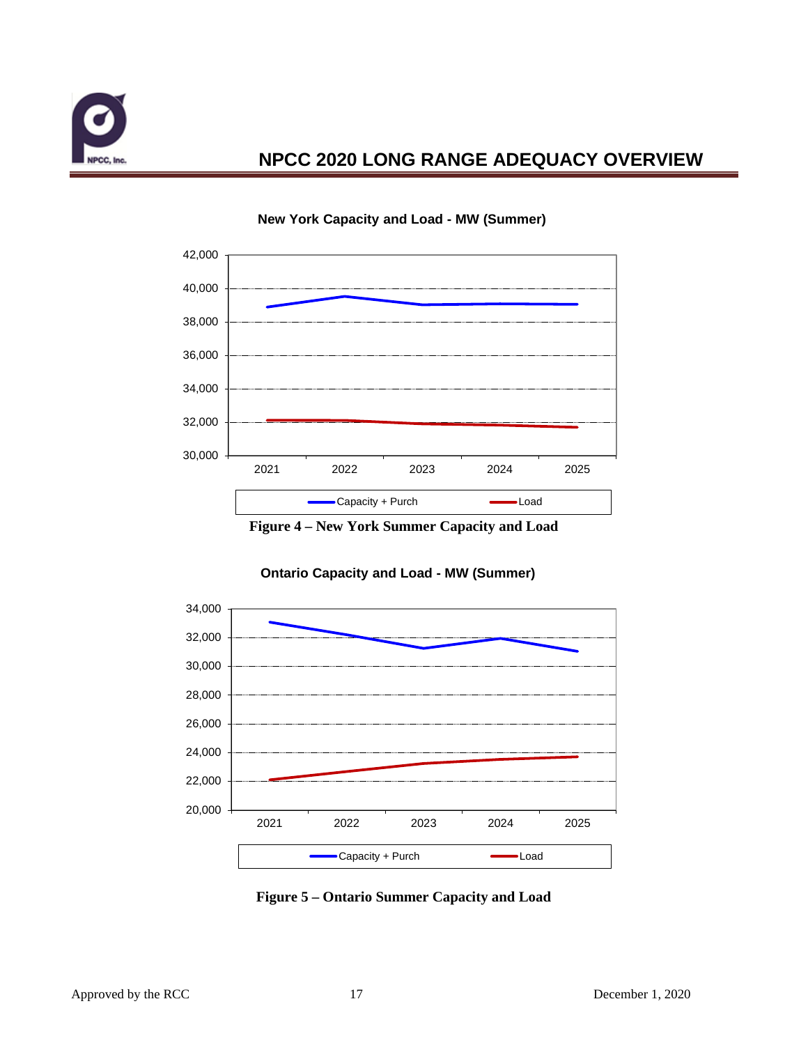**New York Capacity and Load - MW (Summer)**

Figure 4 – New York Summer Capacity and Load

**Ontario Capacity and Load - MW (Summer)**

Figure 5 – Ontario Summer Capacity and Load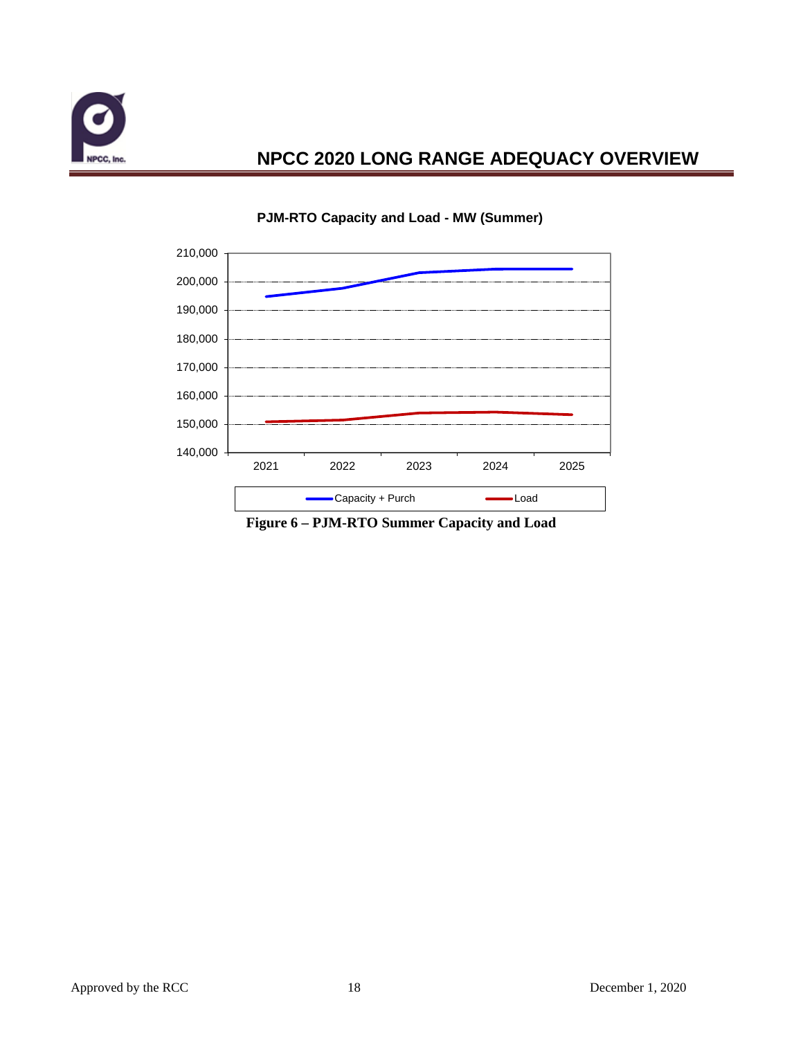**PJM-RTO Capacity and Load - MW (Summer)**

**Figure 6 – PJM-RTO Summer Capacity and Load**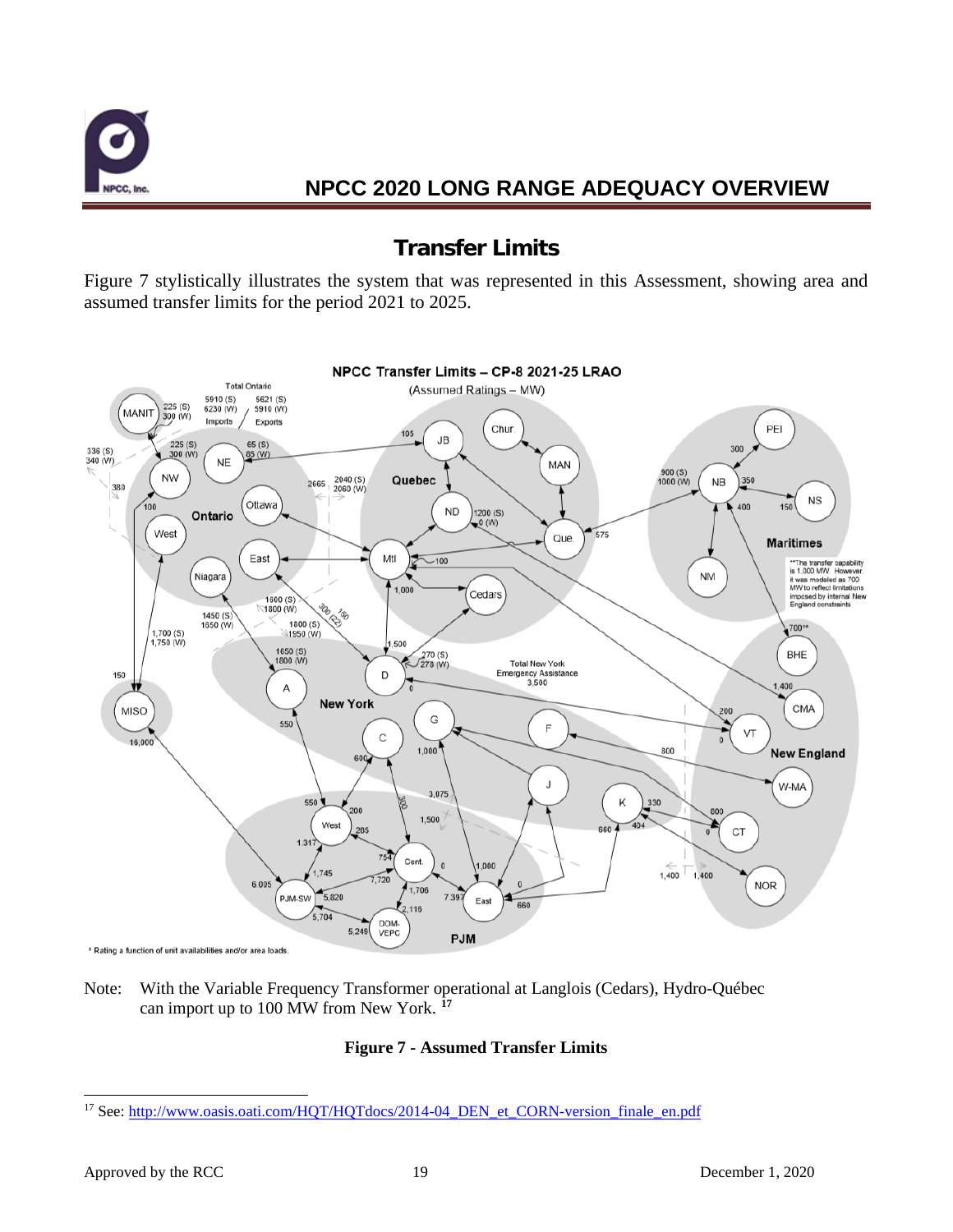## Transfer Limits

Figure 7 stylistically illustrates the system that was represented in this Assessment, showing area and assumed transfer limits for the period 2021 to 2025.

Note: With the Variable Frequency Transformer operational at Langlois (Cedars), Hydro-Québec can import up to 100 MW from New York. [17]

**Figure 7 - Assumed Transfer Limits**

[17] See: http://www.oasis.oati.com/HQT/HQTdocs/2014-04_DEN_et_CORN-version_finale_en.pdf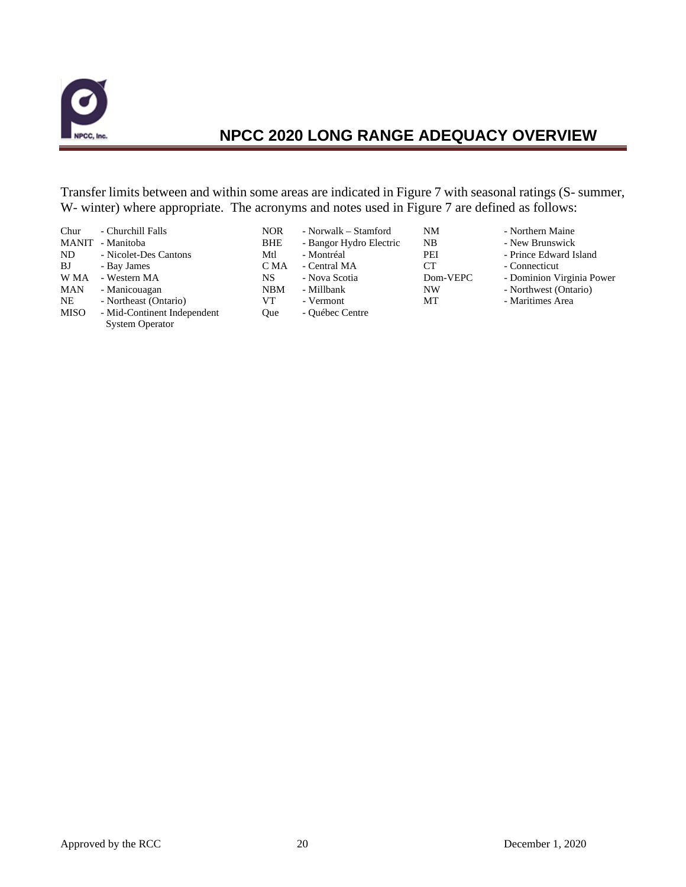Transfer limits between and within some areas are indicated in Figure 7 with seasonal ratings (S- summer, W- winter) where appropriate. The acronyms and notes used in Figure 7 are defined as follows:

| | | | | | | | |
|---|---|---|---|---|---|---|---|
| Chur | - Churchill Falls | NOR | - Norwalk – Stamford | NM | - Northern Maine | | |
| MANIT | - Manitoba | BHE | - Bangor Hydro Electric | NB | - New Brunswick | | |
| ND | - Nicolet-Des Cantons | Mtl | - Montréal | PEI | - Prince Edward Island | | |
| BJ | - Bay James | C MA | - Central MA | CT | - Connecticut | | |
| W MA | - Western MA | NS | - Nova Scotia | Dom-VEPC | - Dominion Virginia Power | | |
| MAN | - Manicouagan | NBM | - Millbank | NW | - Northwest (Ontario) | | |
| NE | - Northeast (Ontario) | VT | - Vermont | MT | - Maritimes Area | | |
| MISO | - Mid-Continent Independent System Operator | Que | - Québec Centre | | | | |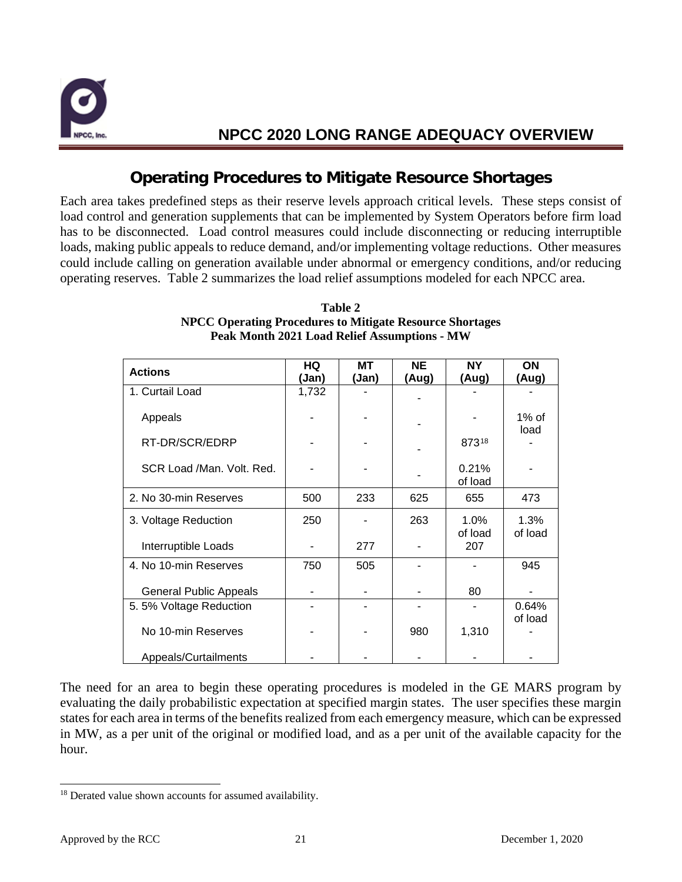## Operating Procedures to Mitigate Resource Shortages

Each area takes predefined steps as their reserve levels approach critical levels. These steps consist of load control and generation supplements that can be implemented by System Operators before firm load has to be disconnected. Load control measures could include disconnecting or reducing interruptible loads, making public appeals to reduce demand, and/or implementing voltage reductions. Other measures could include calling on generation available under abnormal or emergency conditions, and/or reducing operating reserves. Table 2 summarizes the load relief assumptions modeled for each NPCC area.

**Table 2**
**NPCC Operating Procedures to Mitigate Resource Shortages**
**Peak Month 2021 Load Relief Assumptions - MW**

| Actions | HQ (Jan) | MT (Jan) | NE (Aug) | NY (Aug) | ON (Aug) |
|---|---|---|---|---|---|
| 1. Curtail Load | 1,732 | - | - | - | - |
| Appeals | - | - | - | - | 1% of load |
| RT-DR/SCR/EDRP | - | - | - | 873[18] | - |
| SCR Load /Man. Volt. Red. | - | - | - | 0.21% of load | - |
| 2. No 30-min Reserves | 500 | 233 | 625 | 655 | 473 |
| 3. Voltage Reduction | 250 | - | 263 | 1.0% of load | 1.3% of load |
| Interruptible Loads | - | 277 | - | 207 | |
| 4. No 10-min Reserves | 750 | 505 | - | - | 945 |
| General Public Appeals | - | - | - | 80 | - |
| 5. 5% Voltage Reduction | - | - | - | - | 0.64% of load |
| No 10-min Reserves | - | - | 980 | 1,310 | - |
| Appeals/Curtailments | - | - | - | - | - |

The need for an area to begin these operating procedures is modeled in the GE MARS program by evaluating the daily probabilistic expectation at specified margin states. The user specifies these margin states for each area in terms of the benefits realized from each emergency measure, which can be expressed in MW, as a per unit of the original or modified load, and as a per unit of the available capacity for the hour.

[18] Derated value shown accounts for assumed availability.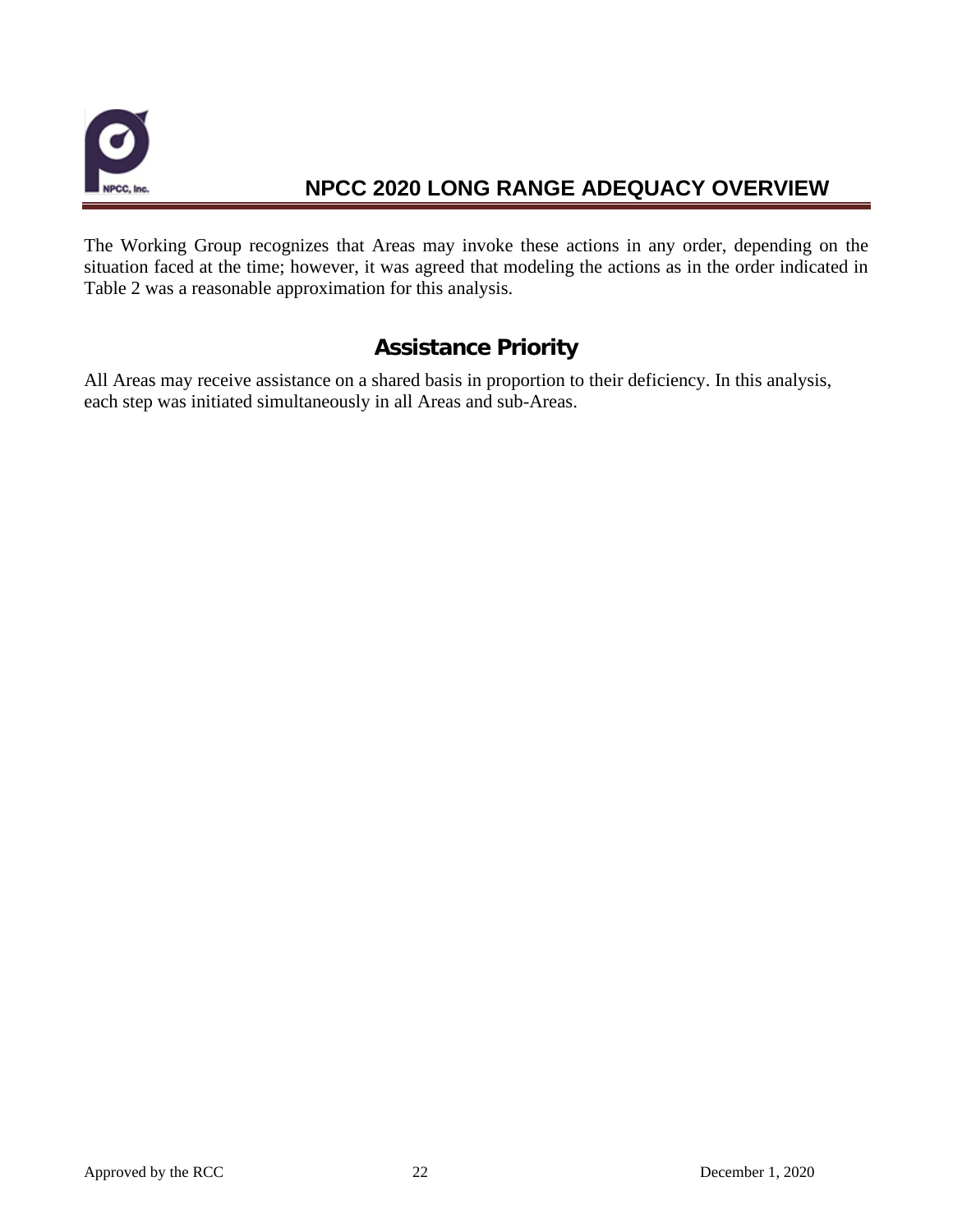The Working Group recognizes that Areas may invoke these actions in any order, depending on the situation faced at the time; however, it was agreed that modeling the actions as in the order indicated in Table 2 was a reasonable approximation for this analysis.

## Assistance Priority

All Areas may receive assistance on a shared basis in proportion to their deficiency. In this analysis, each step was initiated simultaneously in all Areas and sub-Areas.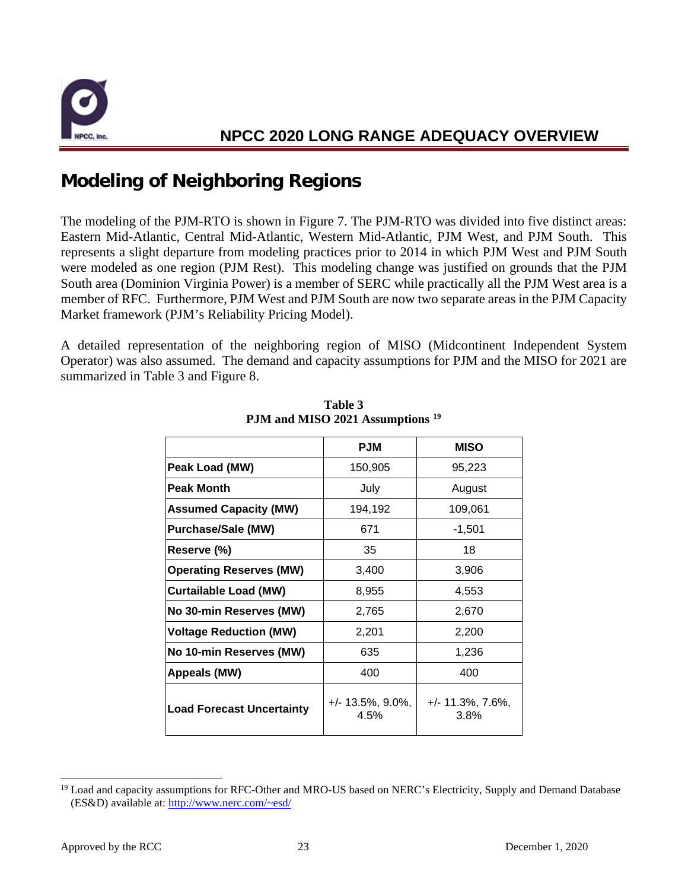## Modeling of Neighboring Regions

The modeling of the PJM-RTO is shown in Figure 7. The PJM-RTO was divided into five distinct areas: Eastern Mid-Atlantic, Central Mid-Atlantic, Western Mid-Atlantic, PJM West, and PJM South. This represents a slight departure from modeling practices prior to 2014 in which PJM West and PJM South were modeled as one region (PJM Rest). This modeling change was justified on grounds that the PJM South area (Dominion Virginia Power) is a member of SERC while practically all the PJM West area is a member of RFC. Furthermore, PJM West and PJM South are now two separate areas in the PJM Capacity Market framework (PJM's Reliability Pricing Model).

A detailed representation of the neighboring region of MISO (Midcontinent Independent System Operator) was also assumed. The demand and capacity assumptions for PJM and the MISO for 2021 are summarized in Table 3 and Figure 8.

**Table 3**
**PJM and MISO 2021 Assumptions [19]**

| | PJM | MISO |
|---|---|---|
| **Peak Load (MW)** | 150,905 | 95,223 |
| **Peak Month** | July | August |
| **Assumed Capacity (MW)** | 194,192 | 109,061 |
| **Purchase/Sale (MW)** | 671 | -1,501 |
| **Reserve (%)** | 35 | 18 |
| **Operating Reserves (MW)** | 3,400 | 3,906 |
| **Curtailable Load (MW)** | 8,955 | 4,553 |
| **No 30-min Reserves (MW)** | 2,765 | 2,670 |
| **Voltage Reduction (MW)** | 2,201 | 2,200 |
| **No 10-min Reserves (MW)** | 635 | 1,236 |
| **Appeals (MW)** | 400 | 400 |
| **Load Forecast Uncertainty** | +/- 13.5%, 9.0%, 4.5% | +/- 11.3%, 7.6%, 3.8% |

[19] Load and capacity assumptions for RFC-Other and MRO-US based on NERC's Electricity, Supply and Demand Database (ES&D) available at: http://www.nerc.com/~esd/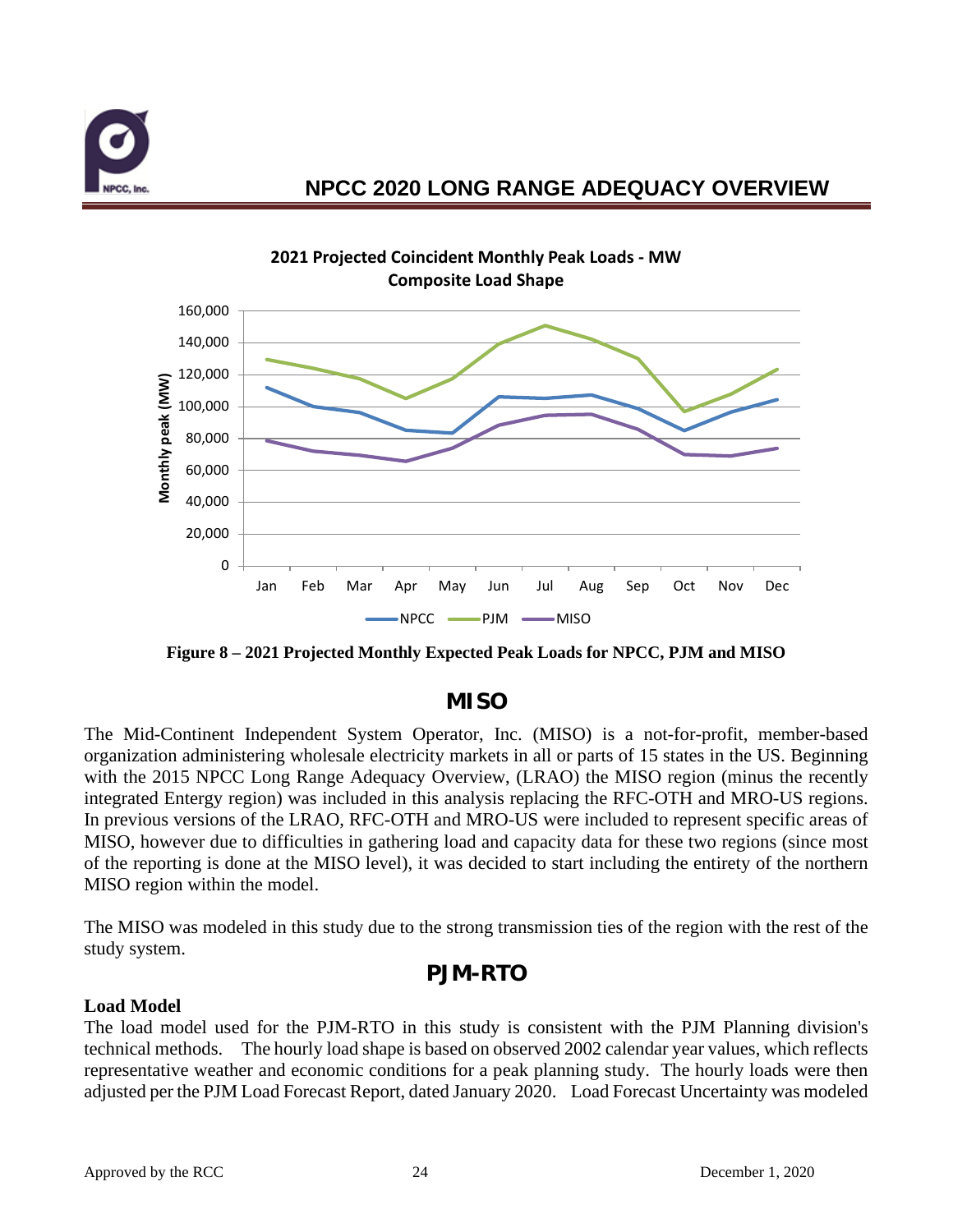**Figure 8 – 2021 Projected Monthly Expected Peak Loads for NPCC, PJM and MISO**

## MISO

The Mid-Continent Independent System Operator, Inc. (MISO) is a not-for-profit, member-based organization administering wholesale electricity markets in all or parts of 15 states in the US. Beginning with the 2015 NPCC Long Range Adequacy Overview, (LRAO) the MISO region (minus the recently integrated Entergy region) was included in this analysis replacing the RFC-OTH and MRO-US regions. In previous versions of the LRAO, RFC-OTH and MRO-US were included to represent specific areas of MISO, however due to difficulties in gathering load and capacity data for these two regions (since most of the reporting is done at the MISO level), it was decided to start including the entirety of the northern MISO region within the model.

The MISO was modeled in this study due to the strong transmission ties of the region with the rest of the study system.

## PJM-RTO

**Load Model**

The load model used for the PJM-RTO in this study is consistent with the PJM Planning division's technical methods. The hourly load shape is based on observed 2002 calendar year values, which reflects representative weather and economic conditions for a peak planning study. The hourly loads were then adjusted per the PJM Load Forecast Report, dated January 2020. Load Forecast Uncertainty was modeled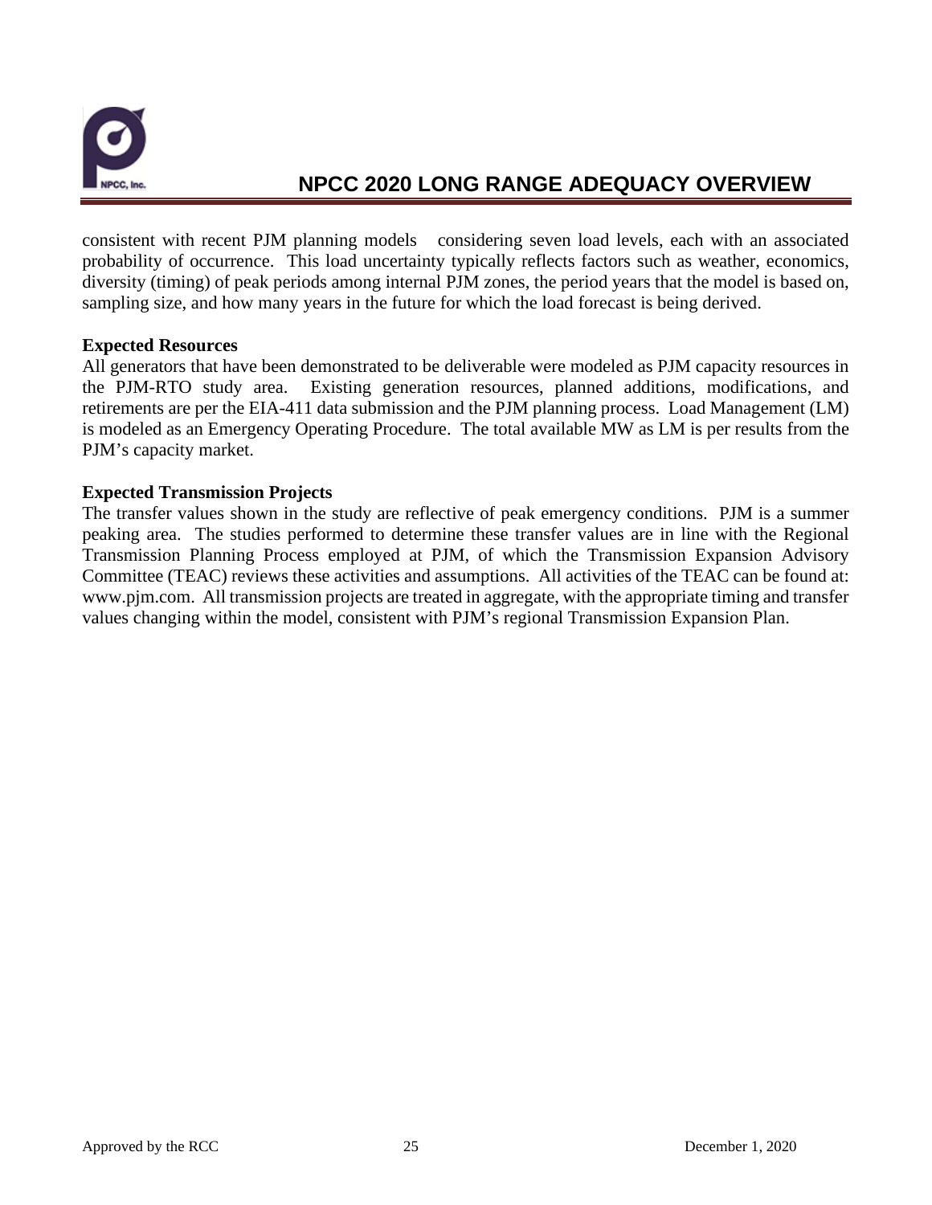consistent with recent PJM planning models considering seven load levels, each with an associated probability of occurrence. This load uncertainty typically reflects factors such as weather, economics, diversity (timing) of peak periods among internal PJM zones, the period years that the model is based on, sampling size, and how many years in the future for which the load forecast is being derived.

**Expected Resources**

All generators that have been demonstrated to be deliverable were modeled as PJM capacity resources in the PJM-RTO study area. Existing generation resources, planned additions, modifications, and retirements are per the EIA-411 data submission and the PJM planning process. Load Management (LM) is modeled as an Emergency Operating Procedure. The total available MW as LM is per results from the PJM's capacity market.

**Expected Transmission Projects**

The transfer values shown in the study are reflective of peak emergency conditions. PJM is a summer peaking area. The studies performed to determine these transfer values are in line with the Regional Transmission Planning Process employed at PJM, of which the Transmission Expansion Advisory Committee (TEAC) reviews these activities and assumptions. All activities of the TEAC can be found at: www.pjm.com. All transmission projects are treated in aggregate, with the appropriate timing and transfer values changing within the model, consistent with PJM's regional Transmission Expansion Plan.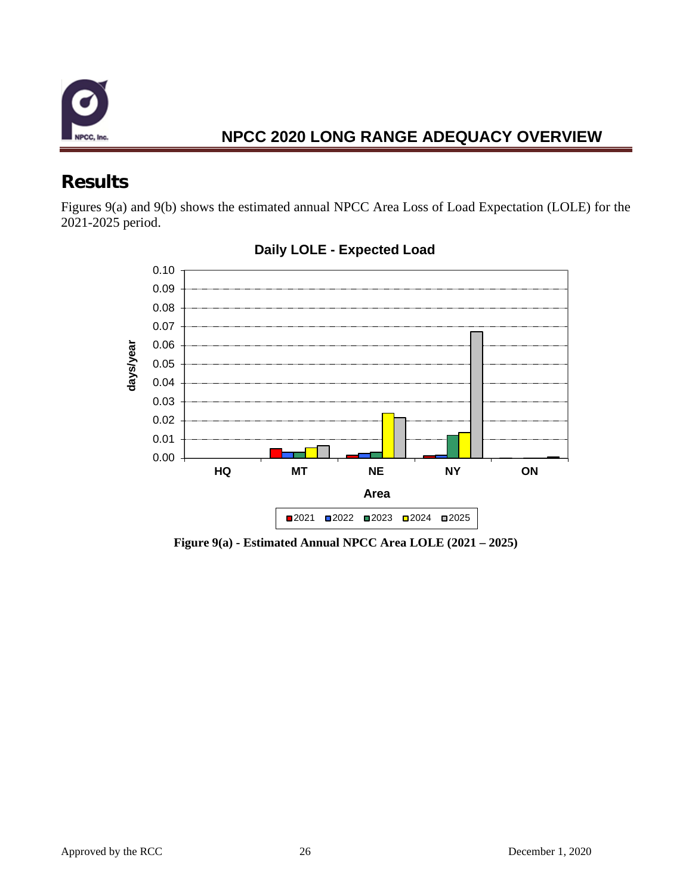## Results

Figures 9(a) and 9(b) shows the estimated annual NPCC Area Loss of Load Expectation (LOLE) for the 2021-2025 period.

**Figure 9(a) - Estimated Annual NPCC Area LOLE (2021 – 2025)**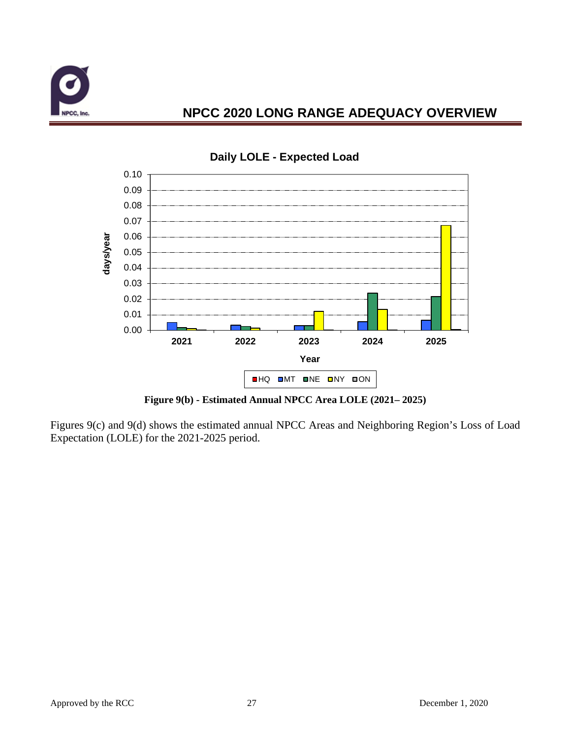Figure 9(b) - Estimated Annual NPCC Area LOLE (2021– 2025)

Figures 9(c) and 9(d) shows the estimated annual NPCC Areas and Neighboring Region's Loss of Load Expectation (LOLE) for the 2021-2025 period.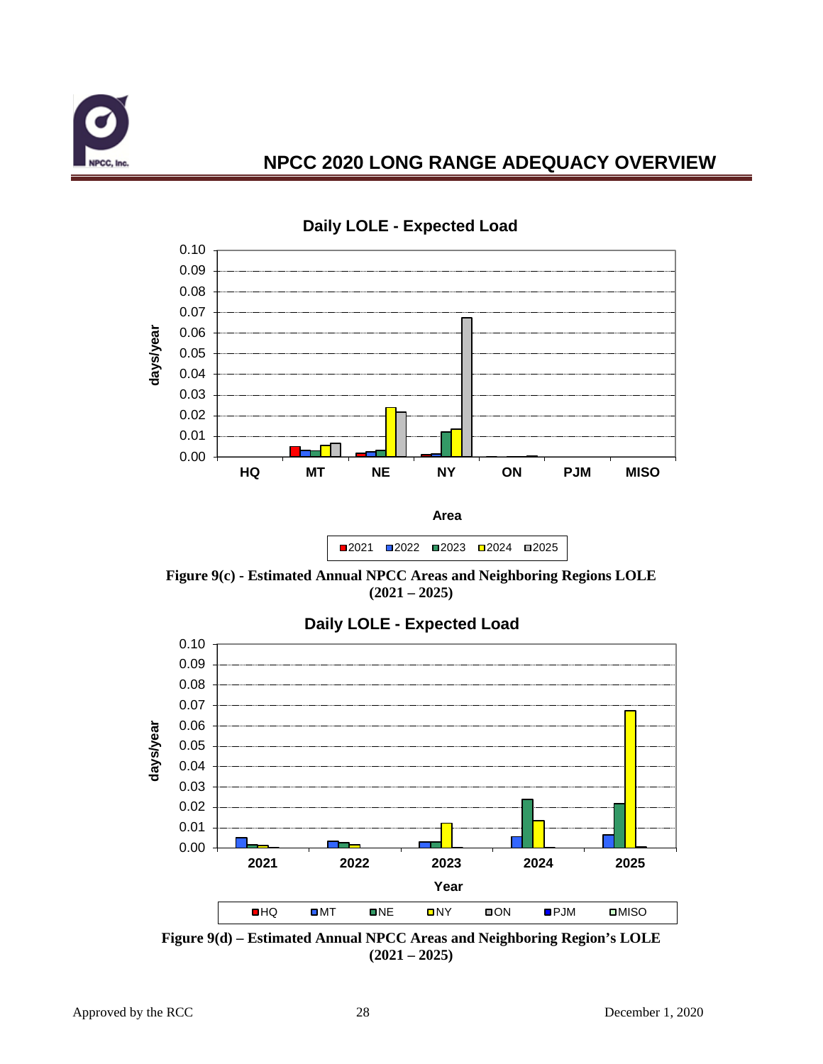Figure 9(c) - Estimated Annual NPCC Areas and Neighboring Regions LOLE (2021 – 2025)

Figure 9(d) – Estimated Annual NPCC Areas and Neighboring Region's LOLE (2021 – 2025)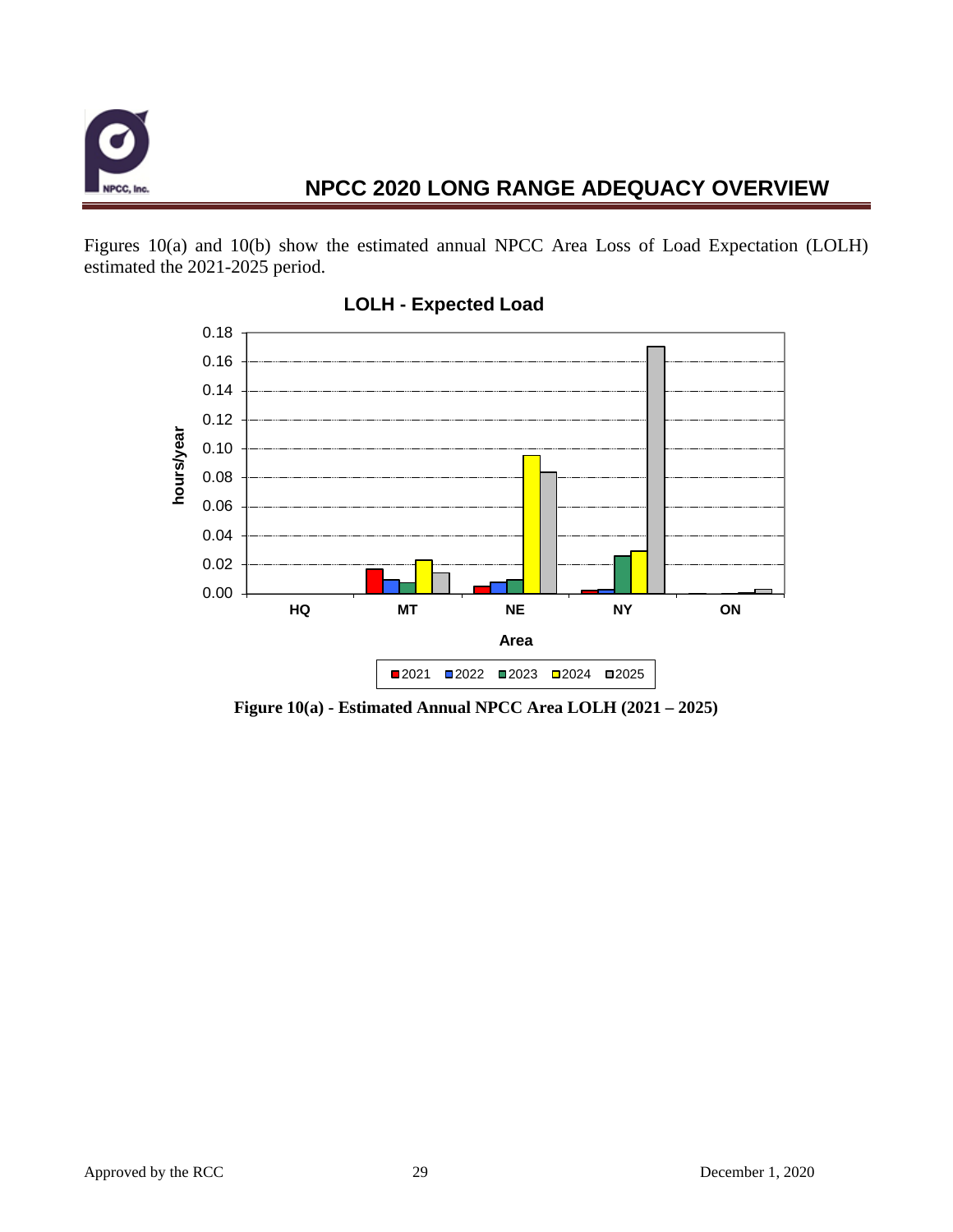Figures 10(a) and 10(b) show the estimated annual NPCC Area Loss of Load Expectation (LOLH) estimated the 2021-2025 period.

**Figure 10(a) - Estimated Annual NPCC Area LOLH (2021 – 2025)**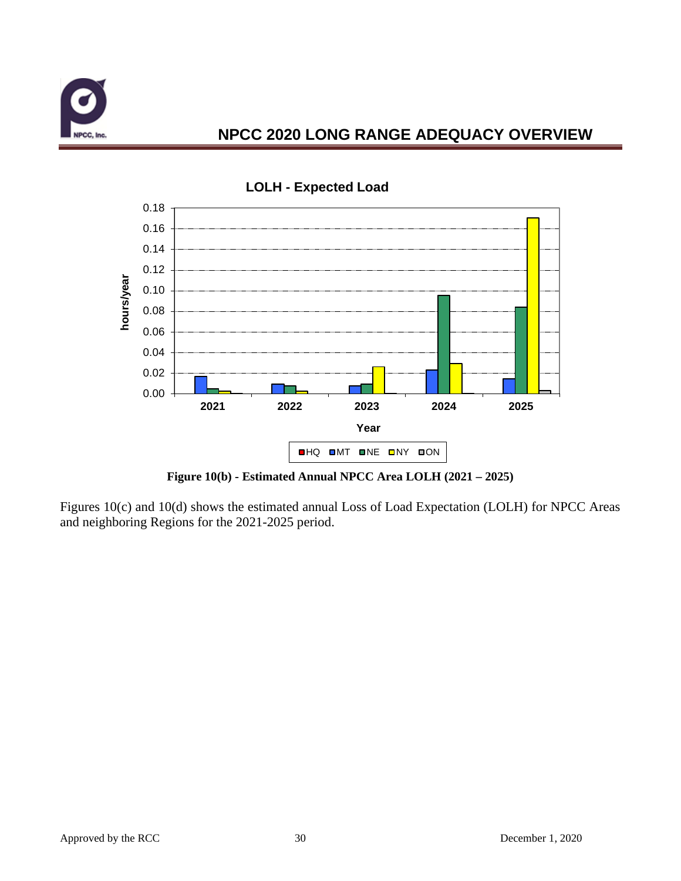**Figure 10(b) - Estimated Annual NPCC Area LOLH (2021 – 2025)**

Figures 10(c) and 10(d) shows the estimated annual Loss of Load Expectation (LOLH) for NPCC Areas and neighboring Regions for the 2021-2025 period.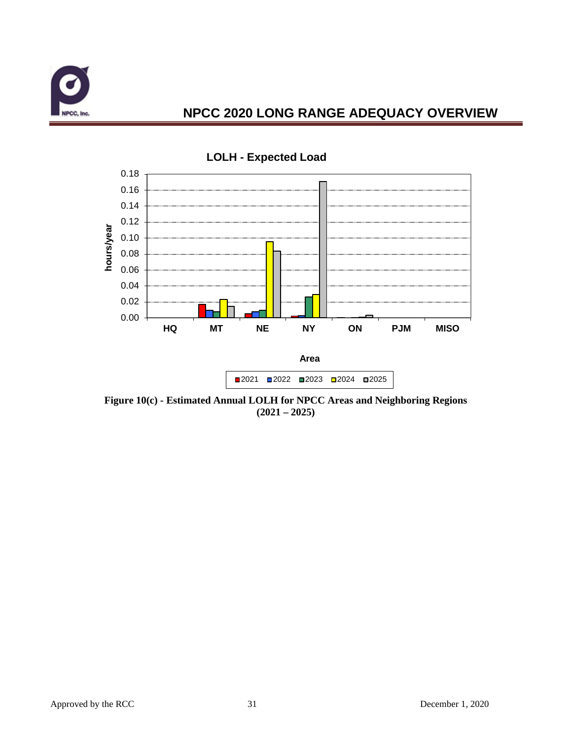**Figure 10(c) - Estimated Annual LOLH for NPCC Areas and Neighboring Regions (2021 – 2025)**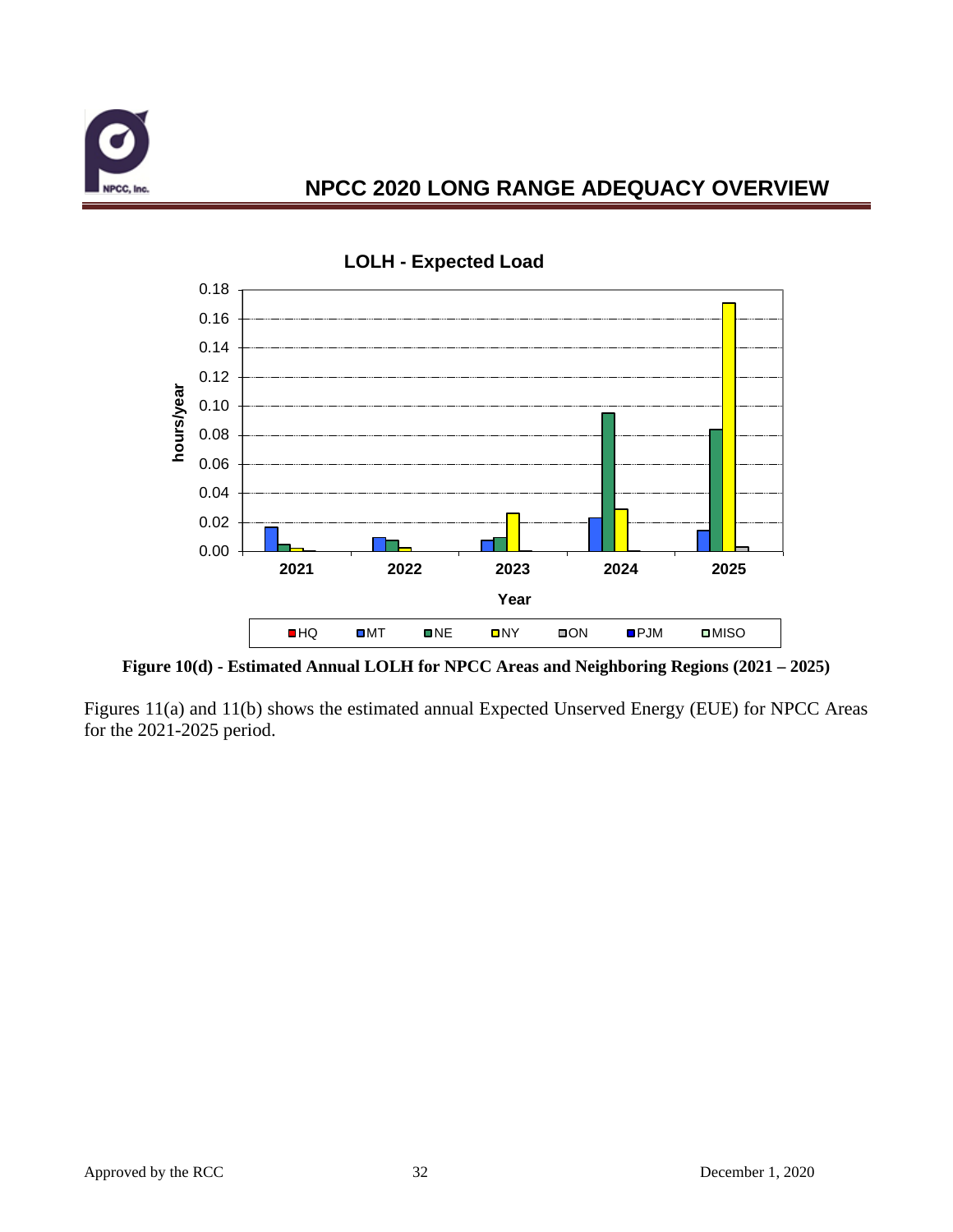Figure 10(d) - Estimated Annual LOLH for NPCC Areas and Neighboring Regions (2021 – 2025)

Figures 11(a) and 11(b) shows the estimated annual Expected Unserved Energy (EUE) for NPCC Areas for the 2021-2025 period.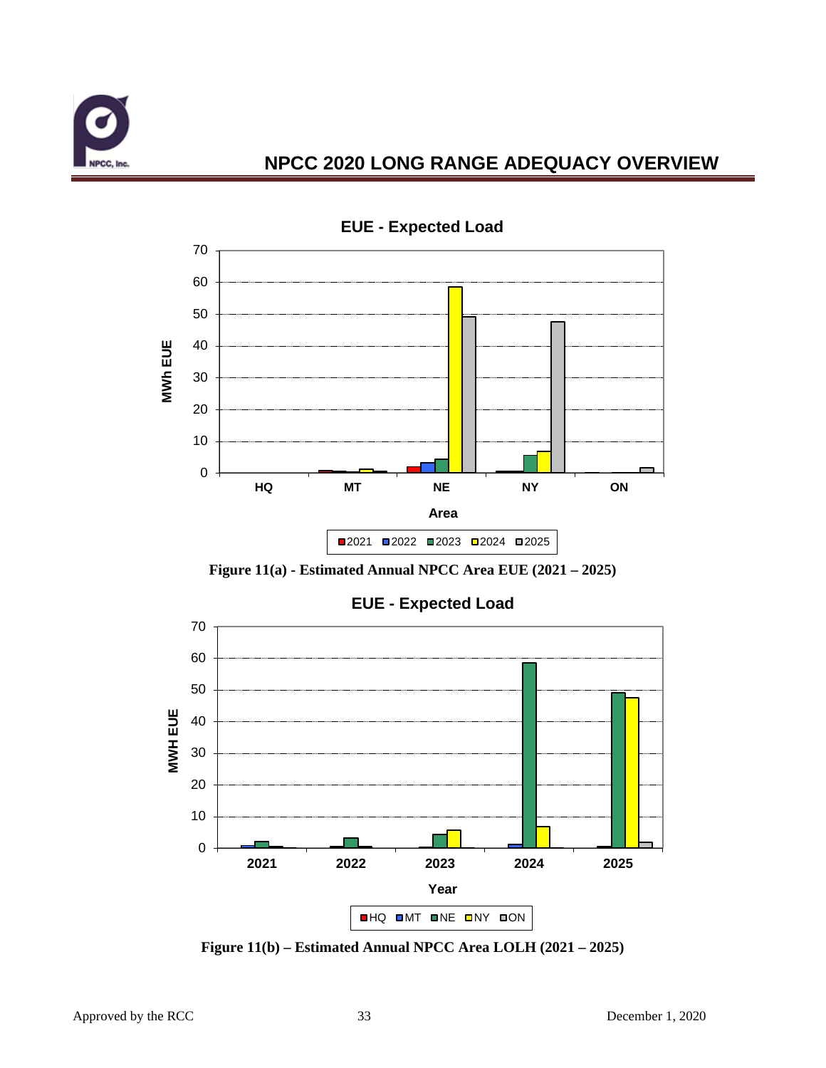EUE - Expected Load

Figure 11(a) - Estimated Annual NPCC Area EUE (2021 – 2025)

EUE - Expected Load

Figure 11(b) – Estimated Annual NPCC Area LOLH (2021 – 2025)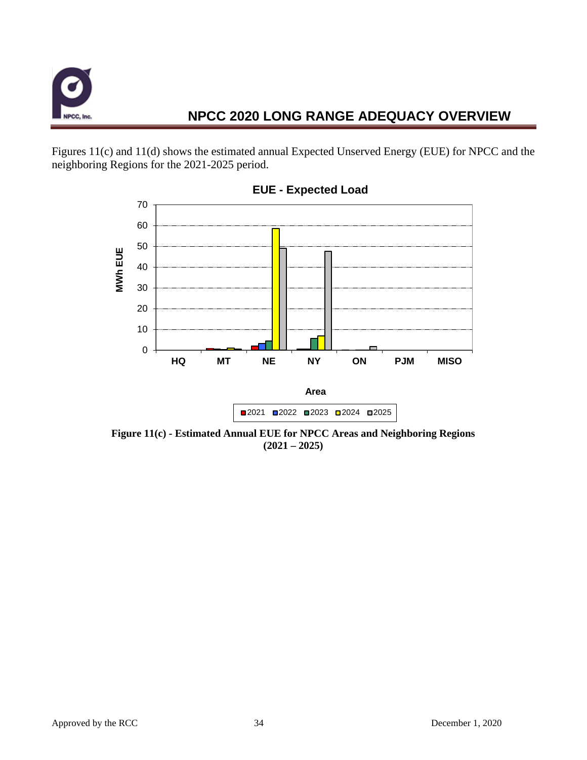Figures 11(c) and 11(d) shows the estimated annual Expected Unserved Energy (EUE) for NPCC and the neighboring Regions for the 2021-2025 period.

**Figure 11(c) - Estimated Annual EUE for NPCC Areas and Neighboring Regions (2021 – 2025)**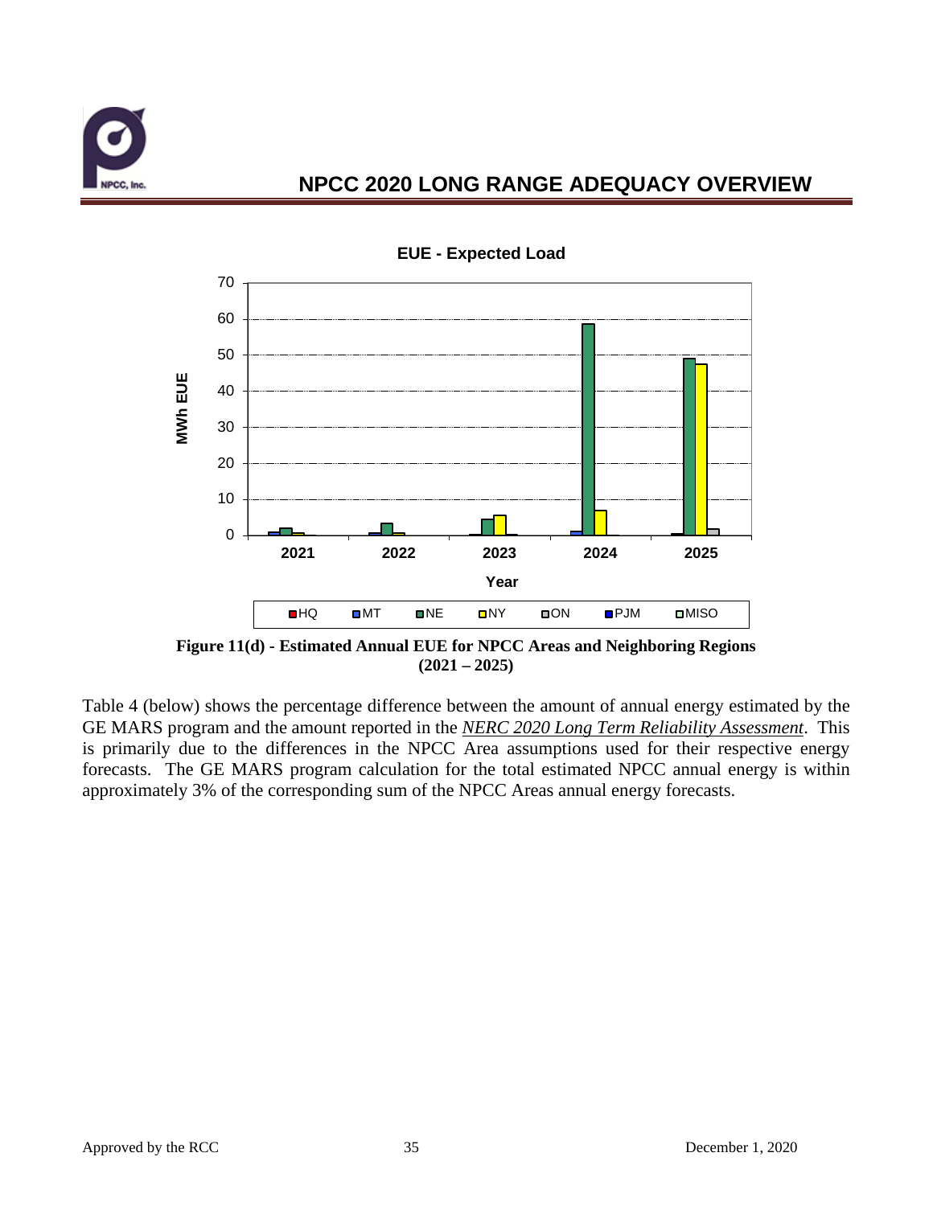**Figure 11(d) - Estimated Annual EUE for NPCC Areas and Neighboring Regions (2021 – 2025)**

Table 4 (below) shows the percentage difference between the amount of annual energy estimated by the GE MARS program and the amount reported in the *NERC 2020 Long Term Reliability Assessment*. This is primarily due to the differences in the NPCC Area assumptions used for their respective energy forecasts. The GE MARS program calculation for the total estimated NPCC annual energy is within approximately 3% of the corresponding sum of the NPCC Areas annual energy forecasts.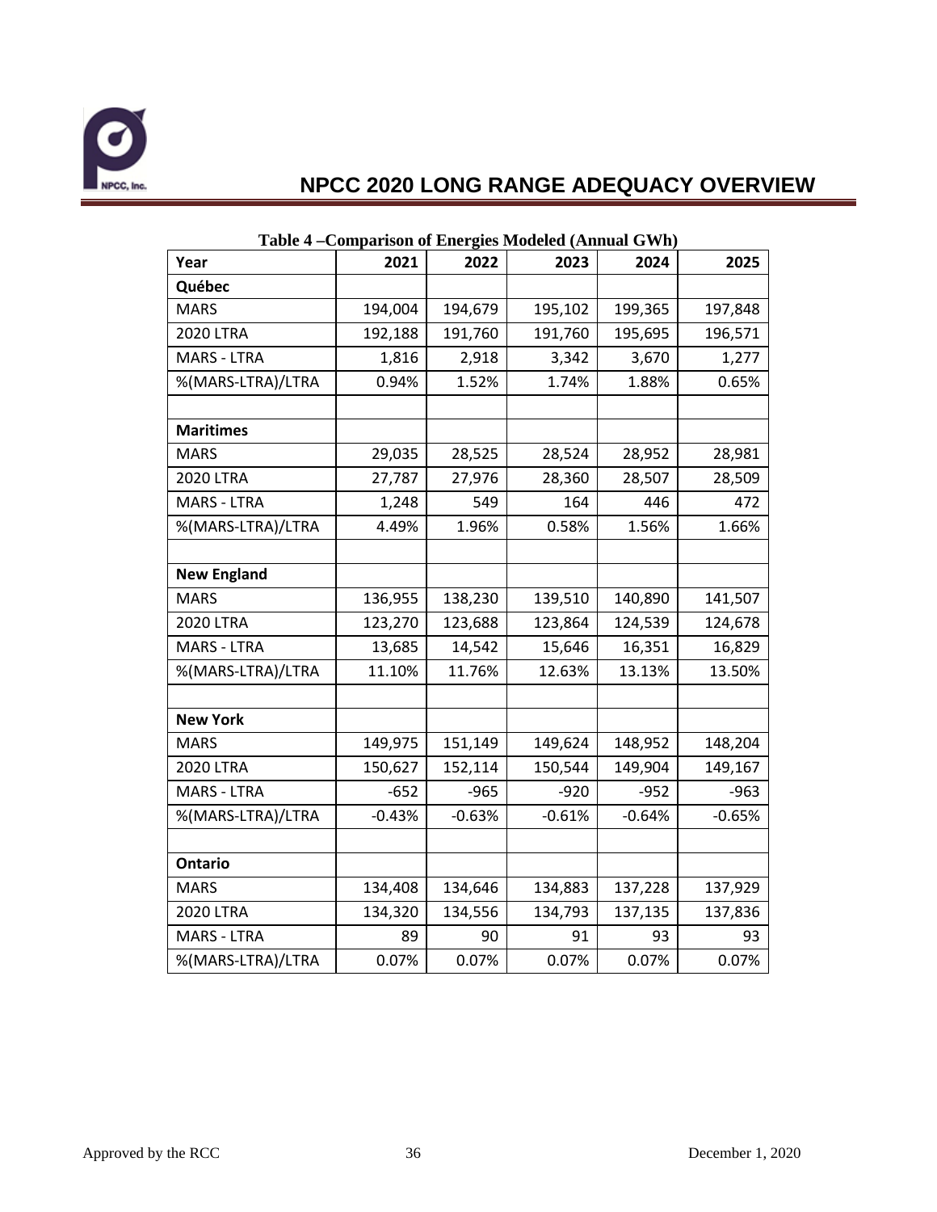**Table 4 –Comparison of Energies Modeled (Annual GWh)**

| Year | 2021 | 2022 | 2023 | 2024 | 2025 |
|---|---|---|---|---|---|
| **Québec** | | | | | |
| MARS | 194,004 | 194,679 | 195,102 | 199,365 | 197,848 |
| 2020 LTRA | 192,188 | 191,760 | 191,760 | 195,695 | 196,571 |
| MARS - LTRA | 1,816 | 2,918 | 3,342 | 3,670 | 1,277 |
| %(MARS-LTRA)/LTRA | 0.94% | 1.52% | 1.74% | 1.88% | 0.65% |
| | | | | | |
| **Maritimes** | | | | | |
| MARS | 29,035 | 28,525 | 28,524 | 28,952 | 28,981 |
| 2020 LTRA | 27,787 | 27,976 | 28,360 | 28,507 | 28,509 |
| MARS - LTRA | 1,248 | 549 | 164 | 446 | 472 |
| %(MARS-LTRA)/LTRA | 4.49% | 1.96% | 0.58% | 1.56% | 1.66% |
| | | | | | |
| **New England** | | | | | |
| MARS | 136,955 | 138,230 | 139,510 | 140,890 | 141,507 |
| 2020 LTRA | 123,270 | 123,688 | 123,864 | 124,539 | 124,678 |
| MARS - LTRA | 13,685 | 14,542 | 15,646 | 16,351 | 16,829 |
| %(MARS-LTRA)/LTRA | 11.10% | 11.76% | 12.63% | 13.13% | 13.50% |
| | | | | | |
| **New York** | | | | | |
| MARS | 149,975 | 151,149 | 149,624 | 148,952 | 148,204 |
| 2020 LTRA | 150,627 | 152,114 | 150,544 | 149,904 | 149,167 |
| MARS - LTRA | -652 | -965 | -920 | -952 | -963 |
| %(MARS-LTRA)/LTRA | -0.43% | -0.63% | -0.61% | -0.64% | -0.65% |
| | | | | | |
| **Ontario** | | | | | |
| MARS | 134,408 | 134,646 | 134,883 | 137,228 | 137,929 |
| 2020 LTRA | 134,320 | 134,556 | 134,793 | 137,135 | 137,836 |
| MARS - LTRA | 89 | 90 | 91 | 93 | 93 |
| %(MARS-LTRA)/LTRA | 0.07% | 0.07% | 0.07% | 0.07% | 0.07% |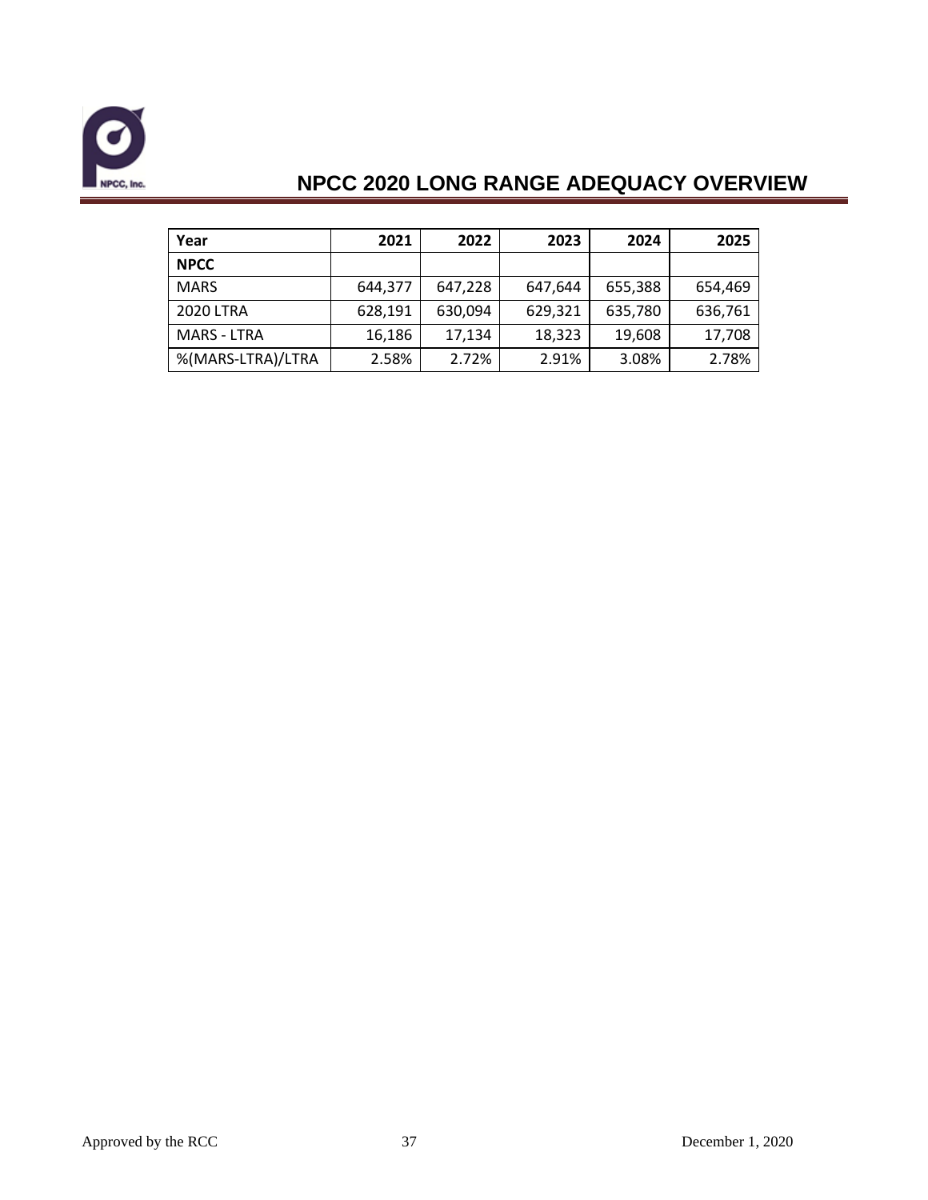| Year | 2021 | 2022 | 2023 | 2024 | 2025 |
|---|---|---|---|---|---|
| **NPCC** | | | | | |
| MARS | 644,377 | 647,228 | 647,644 | 655,388 | 654,469 |
| 2020 LTRA | 628,191 | 630,094 | 629,321 | 635,780 | 636,761 |
| MARS - LTRA | 16,186 | 17,134 | 18,323 | 19,608 | 17,708 |
| %(MARS-LTRA)/LTRA | 2.58% | 2.72% | 2.91% | 3.08% | 2.78% |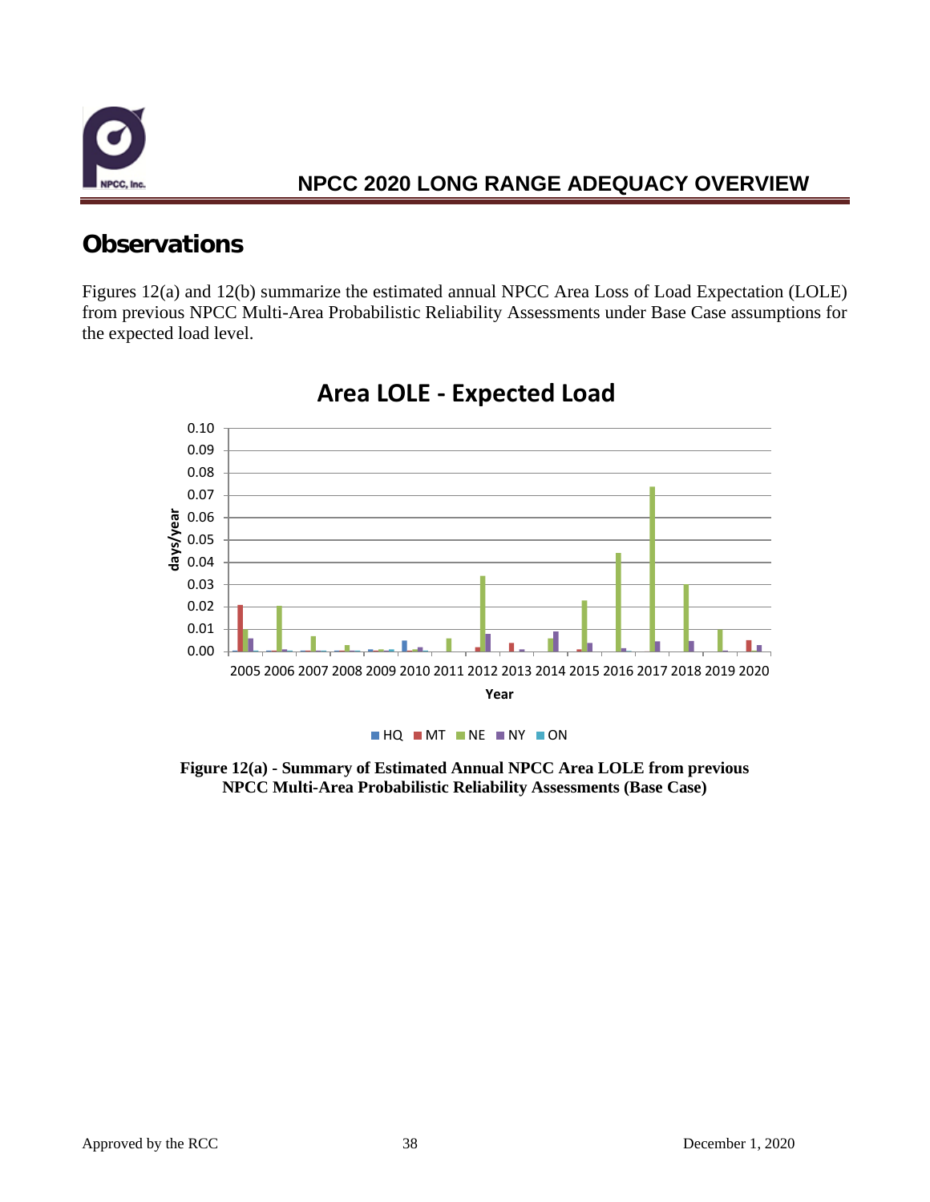## Observations

Figures 12(a) and 12(b) summarize the estimated annual NPCC Area Loss of Load Expectation (LOLE) from previous NPCC Multi-Area Probabilistic Reliability Assessments under Base Case assumptions for the expected load level.

**Figure 12(a) - Summary of Estimated Annual NPCC Area LOLE from previous NPCC Multi-Area Probabilistic Reliability Assessments (Base Case)**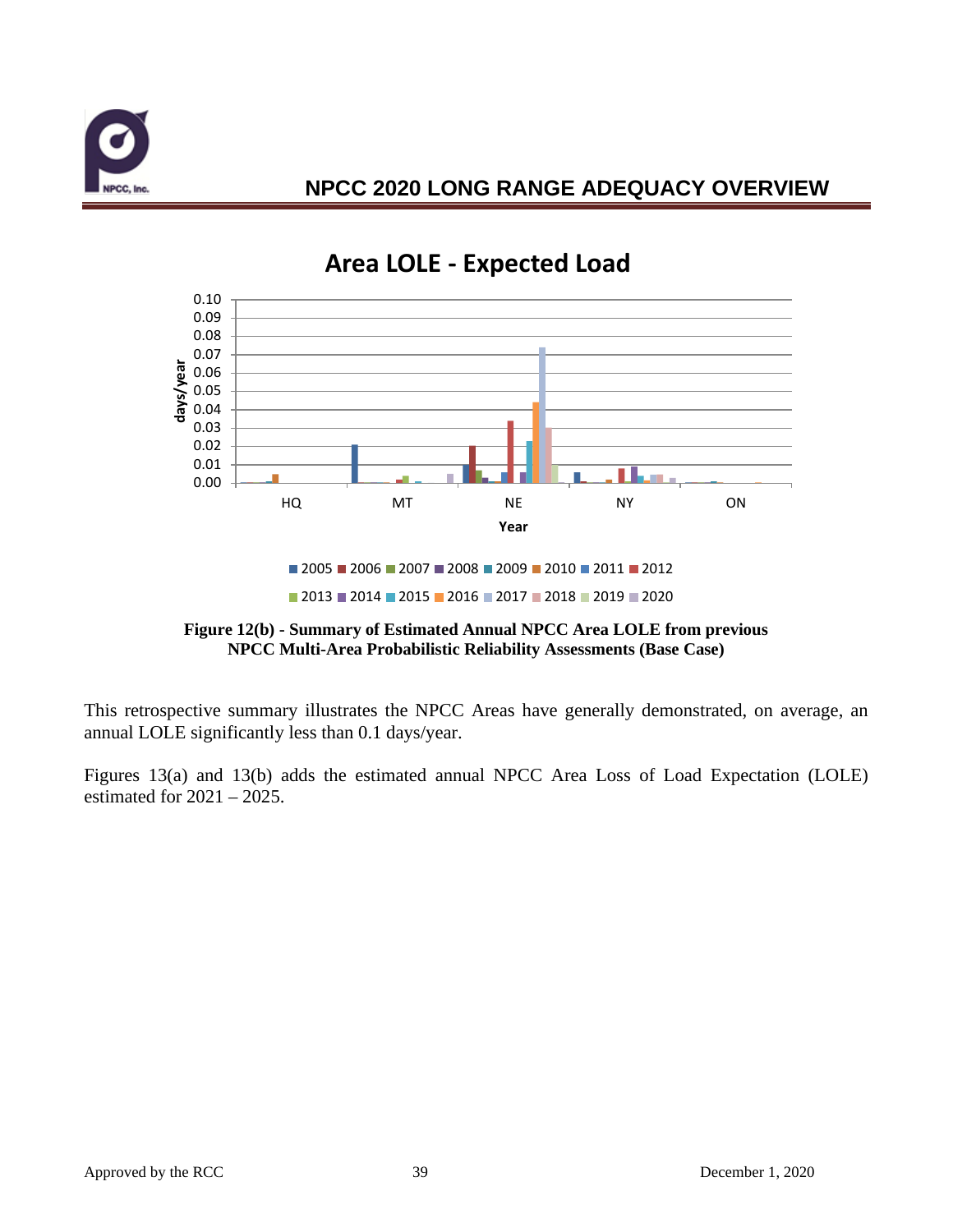Area LOLE - Expected Load

**Figure 12(b) - Summary of Estimated Annual NPCC Area LOLE from previous NPCC Multi-Area Probabilistic Reliability Assessments (Base Case)**

This retrospective summary illustrates the NPCC Areas have generally demonstrated, on average, an annual LOLE significantly less than 0.1 days/year.

Figures 13(a) and 13(b) adds the estimated annual NPCC Area Loss of Load Expectation (LOLE) estimated for 2021 – 2025.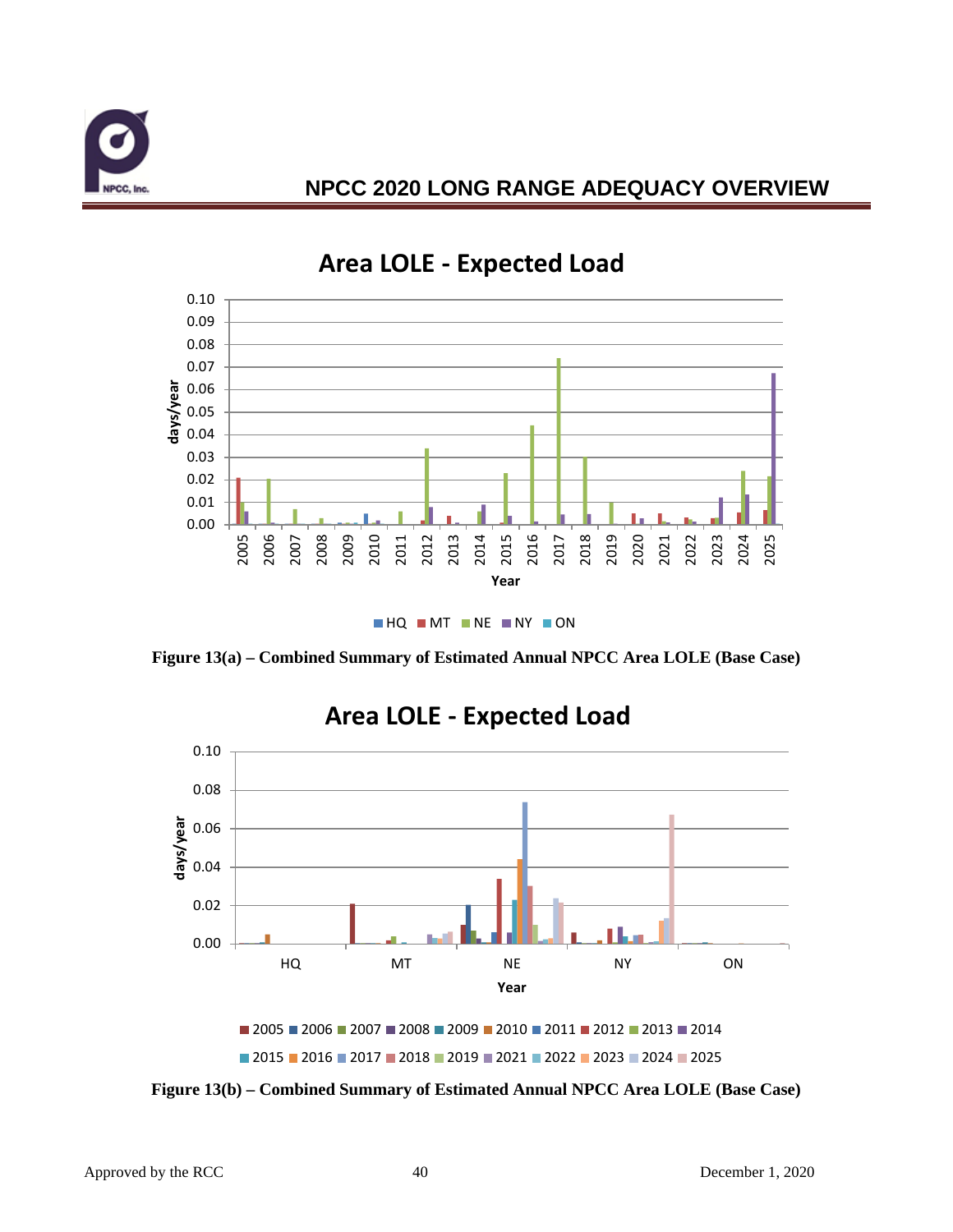Figure 13(a) – Combined Summary of Estimated Annual NPCC Area LOLE (Base Case)

Figure 13(b) – Combined Summary of Estimated Annual NPCC Area LOLE (Base Case)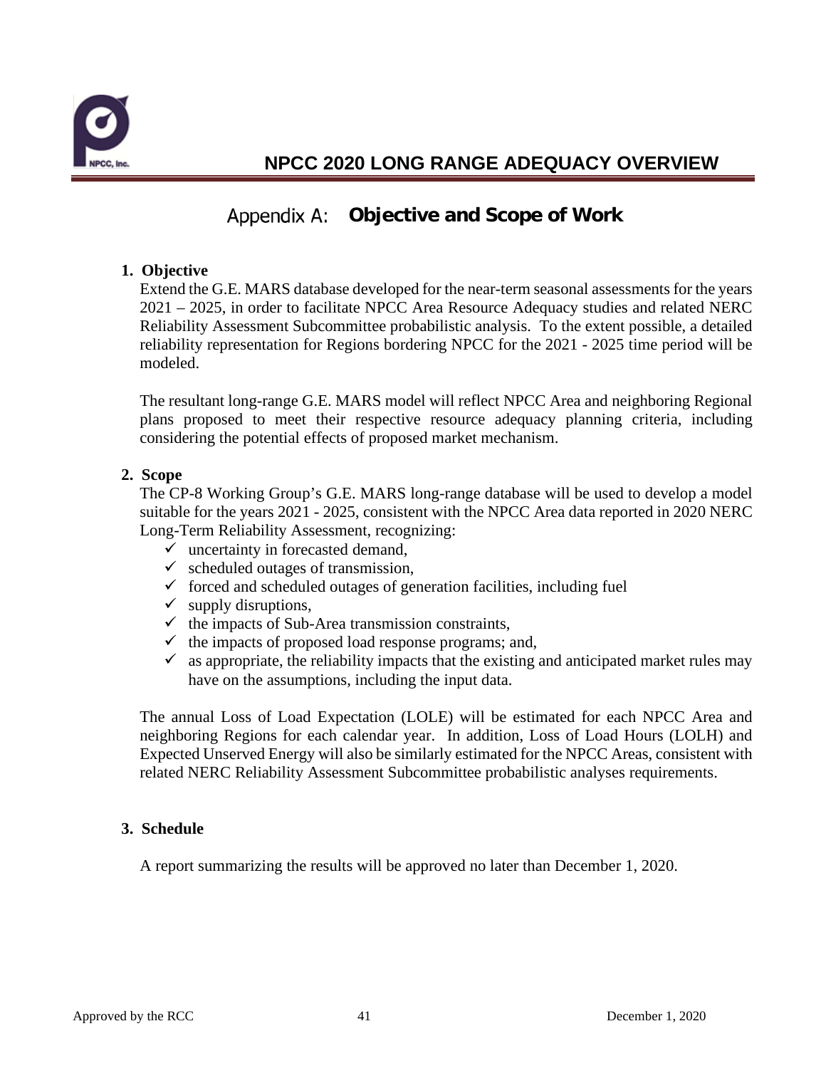## Appendix A: Objective and Scope of Work

### 1. Objective

Extend the G.E. MARS database developed for the near-term seasonal assessments for the years 2021 – 2025, in order to facilitate NPCC Area Resource Adequacy studies and related NERC Reliability Assessment Subcommittee probabilistic analysis. To the extent possible, a detailed reliability representation for Regions bordering NPCC for the 2021 - 2025 time period will be modeled.

The resultant long-range G.E. MARS model will reflect NPCC Area and neighboring Regional plans proposed to meet their respective resource adequacy planning criteria, including considering the potential effects of proposed market mechanism.

### 2. Scope

The CP-8 Working Group's G.E. MARS long-range database will be used to develop a model suitable for the years 2021 - 2025, consistent with the NPCC Area data reported in 2020 NERC Long-Term Reliability Assessment, recognizing:

- ✓ uncertainty in forecasted demand,
- ✓ scheduled outages of transmission,
- ✓ forced and scheduled outages of generation facilities, including fuel
- ✓ supply disruptions,
- ✓ the impacts of Sub-Area transmission constraints,
- ✓ the impacts of proposed load response programs; and,
- ✓ as appropriate, the reliability impacts that the existing and anticipated market rules may have on the assumptions, including the input data.

The annual Loss of Load Expectation (LOLE) will be estimated for each NPCC Area and neighboring Regions for each calendar year. In addition, Loss of Load Hours (LOLH) and Expected Unserved Energy will also be similarly estimated for the NPCC Areas, consistent with related NERC Reliability Assessment Subcommittee probabilistic analyses requirements.

### 3. Schedule

A report summarizing the results will be approved no later than December 1, 2020.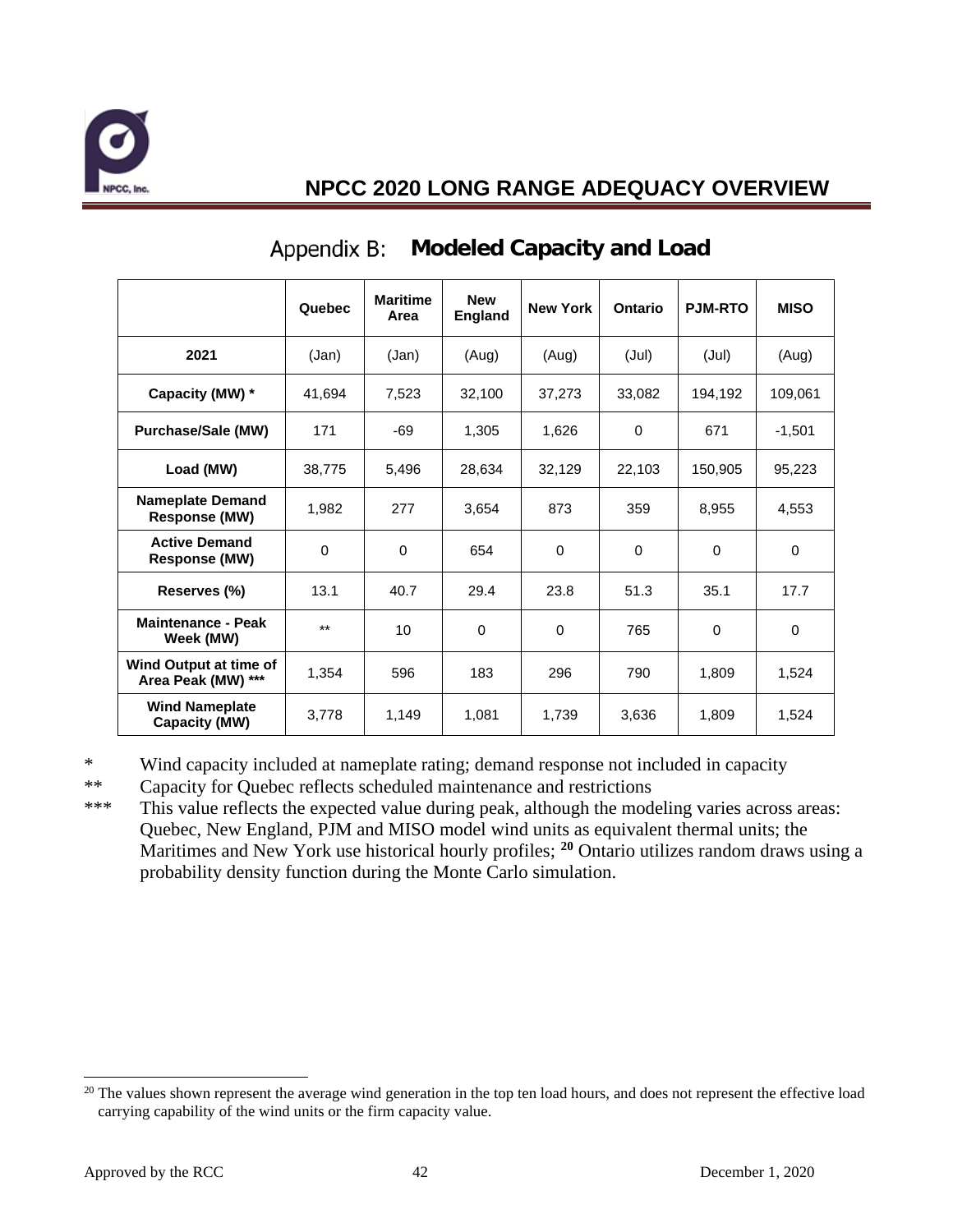# Appendix B: Modeled Capacity and Load

| | Quebec | Maritime Area | New England | New York | Ontario | PJM-RTO | MISO |
|---|---|---|---|---|---|---|---|
| **2021** | (Jan) | (Jan) | (Aug) | (Aug) | (Jul) | (Jul) | (Aug) |
| **Capacity (MW) *** | 41,694 | 7,523 | 32,100 | 37,273 | 33,082 | 194,192 | 109,061 |
| **Purchase/Sale (MW)** | 171 | -69 | 1,305 | 1,626 | 0 | 671 | -1,501 |
| **Load (MW)** | 38,775 | 5,496 | 28,634 | 32,129 | 22,103 | 150,905 | 95,223 |
| **Nameplate Demand Response (MW)** | 1,982 | 277 | 3,654 | 873 | 359 | 8,955 | 4,553 |
| **Active Demand Response (MW)** | 0 | 0 | 654 | 0 | 0 | 0 | 0 |
| **Reserves (%)** | 13.1 | 40.7 | 29.4 | 23.8 | 51.3 | 35.1 | 17.7 |
| **Maintenance - Peak Week (MW)** | ** | 10 | 0 | 0 | 765 | 0 | 0 |
| **Wind Output at time of Area Peak (MW) ***** | 1,354 | 596 | 183 | 296 | 790 | 1,809 | 1,524 |
| **Wind Nameplate Capacity (MW)** | 3,778 | 1,149 | 1,081 | 1,739 | 3,636 | 1,809 | 1,524 |

\* Wind capacity included at nameplate rating; demand response not included in capacity

** Capacity for Quebec reflects scheduled maintenance and restrictions

*** This value reflects the expected value during peak, although the modeling varies across areas: Quebec, New England, PJM and MISO model wind units as equivalent thermal units; the Maritimes and New York use historical hourly profiles; [20] Ontario utilizes random draws using a probability density function during the Monte Carlo simulation.

[20] The values shown represent the average wind generation in the top ten load hours, and does not represent the effective load carrying capability of the wind units or the firm capacity value.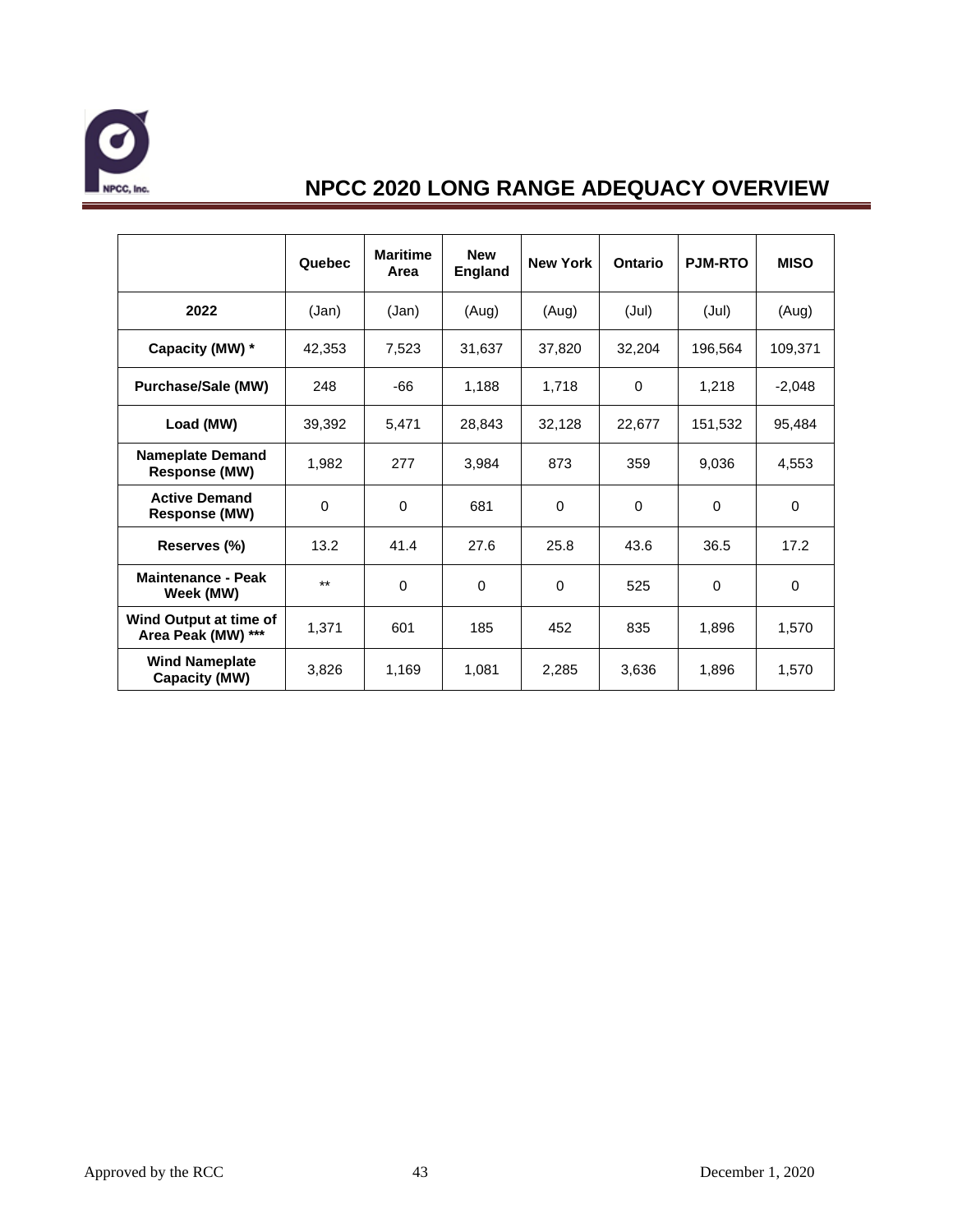# NPCC 2020 LONG RANGE ADEQUACY OVERVIEW

| | Quebec | Maritime Area | New England | New York | Ontario | PJM-RTO | MISO |
|---|---|---|---|---|---|---|---|
| **2022** | (Jan) | (Jan) | (Aug) | (Aug) | (Jul) | (Jul) | (Aug) |
| **Capacity (MW) *** | 42,353 | 7,523 | 31,637 | 37,820 | 32,204 | 196,564 | 109,371 |
| **Purchase/Sale (MW)** | 248 | -66 | 1,188 | 1,718 | 0 | 1,218 | -2,048 |
| **Load (MW)** | 39,392 | 5,471 | 28,843 | 32,128 | 22,677 | 151,532 | 95,484 |
| **Nameplate Demand Response (MW)** | 1,982 | 277 | 3,984 | 873 | 359 | 9,036 | 4,553 |
| **Active Demand Response (MW)** | 0 | 0 | 681 | 0 | 0 | 0 | 0 |
| **Reserves (%)** | 13.2 | 41.4 | 27.6 | 25.8 | 43.6 | 36.5 | 17.2 |
| **Maintenance - Peak Week (MW)** | ** | 0 | 0 | 0 | 525 | 0 | 0 |
| **Wind Output at time of Area Peak (MW) ***** | 1,371 | 601 | 185 | 452 | 835 | 1,896 | 1,570 |
| **Wind Nameplate Capacity (MW)** | 3,826 | 1,169 | 1,081 | 2,285 | 3,636 | 1,896 | 1,570 |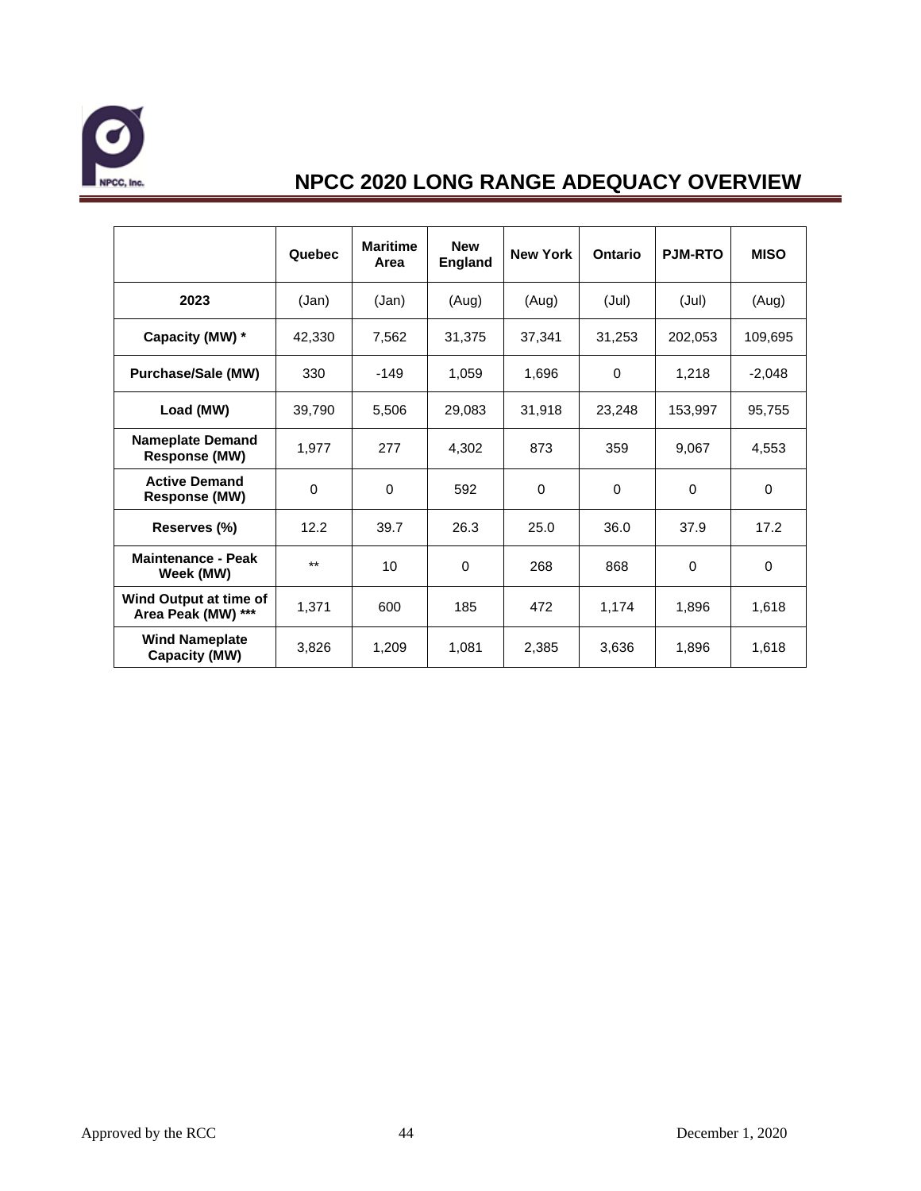# NPCC 2020 LONG RANGE ADEQUACY OVERVIEW

| | Quebec | Maritime Area | New England | New York | Ontario | PJM-RTO | MISO |
|---|---|---|---|---|---|---|---|
| **2023** | (Jan) | (Jan) | (Aug) | (Aug) | (Jul) | (Jul) | (Aug) |
| **Capacity (MW) *** | 42,330 | 7,562 | 31,375 | 37,341 | 31,253 | 202,053 | 109,695 |
| **Purchase/Sale (MW)** | 330 | -149 | 1,059 | 1,696 | 0 | 1,218 | -2,048 |
| **Load (MW)** | 39,790 | 5,506 | 29,083 | 31,918 | 23,248 | 153,997 | 95,755 |
| **Nameplate Demand Response (MW)** | 1,977 | 277 | 4,302 | 873 | 359 | 9,067 | 4,553 |
| **Active Demand Response (MW)** | 0 | 0 | 592 | 0 | 0 | 0 | 0 |
| **Reserves (%)** | 12.2 | 39.7 | 26.3 | 25.0 | 36.0 | 37.9 | 17.2 |
| **Maintenance - Peak Week (MW)** | ** | 10 | 0 | 268 | 868 | 0 | 0 |
| **Wind Output at time of Area Peak (MW) ***** | 1,371 | 600 | 185 | 472 | 1,174 | 1,896 | 1,618 |
| **Wind Nameplate Capacity (MW)** | 3,826 | 1,209 | 1,081 | 2,385 | 3,636 | 1,896 | 1,618 |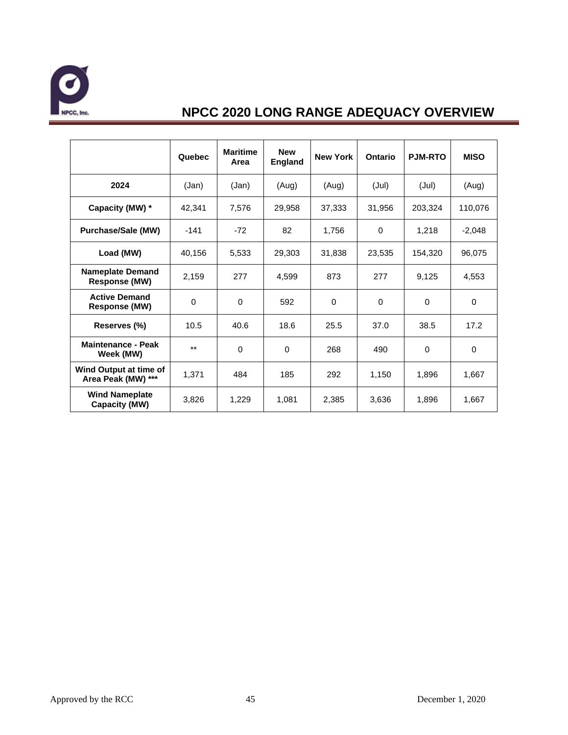# NPCC 2020 LONG RANGE ADEQUACY OVERVIEW

| | Quebec | Maritime Area | New England | New York | Ontario | PJM-RTO | MISO |
|---|---|---|---|---|---|---|---|
| **2024** | (Jan) | (Jan) | (Aug) | (Aug) | (Jul) | (Jul) | (Aug) |
| **Capacity (MW) *** | 42,341 | 7,576 | 29,958 | 37,333 | 31,956 | 203,324 | 110,076 |
| **Purchase/Sale (MW)** | -141 | -72 | 82 | 1,756 | 0 | 1,218 | -2,048 |
| **Load (MW)** | 40,156 | 5,533 | 29,303 | 31,838 | 23,535 | 154,320 | 96,075 |
| **Nameplate Demand Response (MW)** | 2,159 | 277 | 4,599 | 873 | 277 | 9,125 | 4,553 |
| **Active Demand Response (MW)** | 0 | 0 | 592 | 0 | 0 | 0 | 0 |
| **Reserves (%)** | 10.5 | 40.6 | 18.6 | 25.5 | 37.0 | 38.5 | 17.2 |
| **Maintenance - Peak Week (MW)** | ** | 0 | 0 | 268 | 490 | 0 | 0 |
| **Wind Output at time of Area Peak (MW) ***** | 1,371 | 484 | 185 | 292 | 1,150 | 1,896 | 1,667 |
| **Wind Nameplate Capacity (MW)** | 3,826 | 1,229 | 1,081 | 2,385 | 3,636 | 1,896 | 1,667 |

Approved by the RCC — December 1, 2020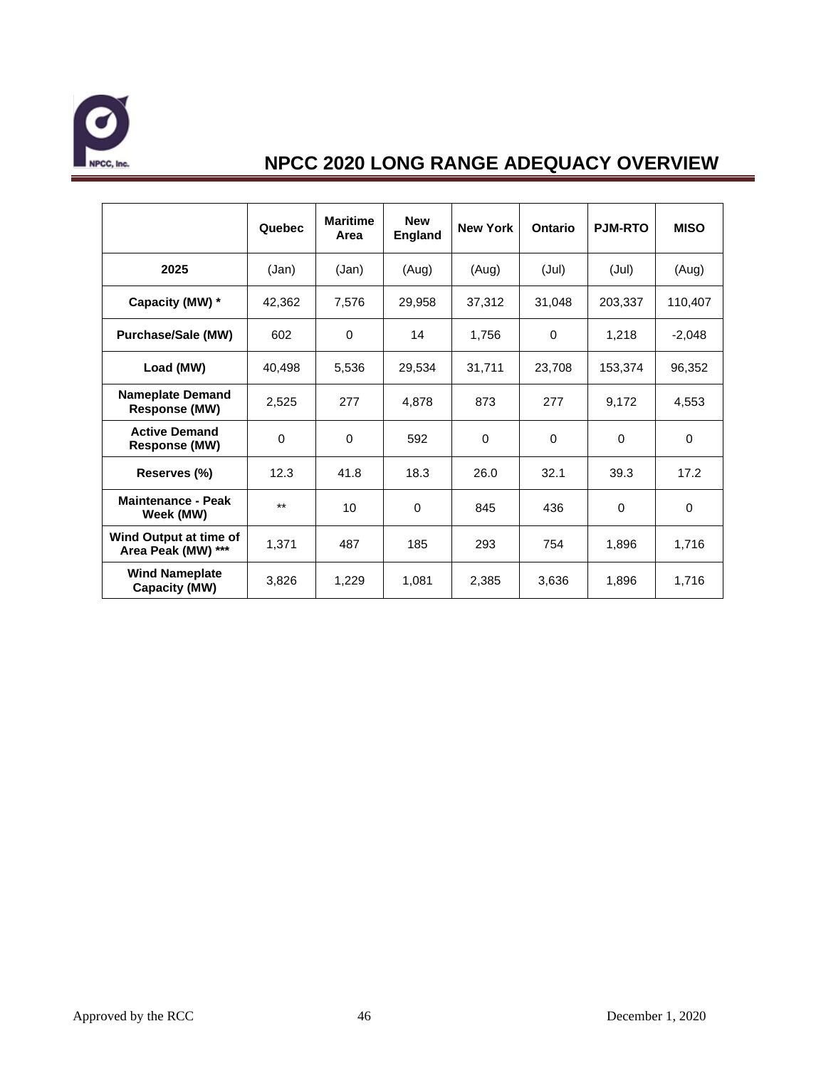# NPCC 2020 LONG RANGE ADEQUACY OVERVIEW

| | Quebec | Maritime Area | New England | New York | Ontario | PJM-RTO | MISO |
|---|---|---|---|---|---|---|---|
| **2025** | (Jan) | (Jan) | (Aug) | (Aug) | (Jul) | (Jul) | (Aug) |
| **Capacity (MW) *** | 42,362 | 7,576 | 29,958 | 37,312 | 31,048 | 203,337 | 110,407 |
| **Purchase/Sale (MW)** | 602 | 0 | 14 | 1,756 | 0 | 1,218 | -2,048 |
| **Load (MW)** | 40,498 | 5,536 | 29,534 | 31,711 | 23,708 | 153,374 | 96,352 |
| **Nameplate Demand Response (MW)** | 2,525 | 277 | 4,878 | 873 | 277 | 9,172 | 4,553 |
| **Active Demand Response (MW)** | 0 | 0 | 592 | 0 | 0 | 0 | 0 |
| **Reserves (%)** | 12.3 | 41.8 | 18.3 | 26.0 | 32.1 | 39.3 | 17.2 |
| **Maintenance - Peak Week (MW)** | ** | 10 | 0 | 845 | 436 | 0 | 0 |
| **Wind Output at time of Area Peak (MW) ***** | 1,371 | 487 | 185 | 293 | 754 | 1,896 | 1,716 |
| **Wind Nameplate Capacity (MW)** | 3,826 | 1,229 | 1,081 | 2,385 | 3,636 | 1,896 | 1,716 |